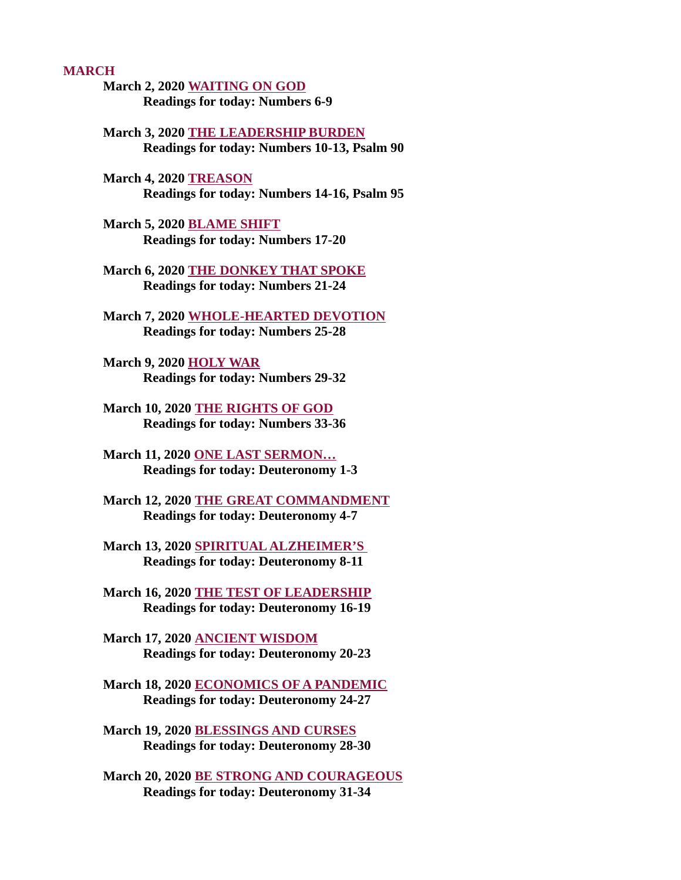## MARCH

**March 2, 2020 WAITING ON GOD**
**Readings for today: Numbers 6-9**

**March 3, 2020 THE LEADERSHIP BURDEN**
**Readings for today: Numbers 10-13, Psalm 90**

**March 4, 2020 TREASON**
**Readings for today: Numbers 14-16, Psalm 95**

**March 5, 2020 BLAME SHIFT**
**Readings for today: Numbers 17-20**

**March 6, 2020 THE DONKEY THAT SPOKE**
**Readings for today: Numbers 21-24**

**March 7, 2020 WHOLE-HEARTED DEVOTION**
**Readings for today: Numbers 25-28**

**March 9, 2020 HOLY WAR**
**Readings for today: Numbers 29-32**

**March 10, 2020 THE RIGHTS OF GOD**
**Readings for today: Numbers 33-36**

**March 11, 2020 ONE LAST SERMON…**
**Readings for today: Deuteronomy 1-3**

**March 12, 2020 THE GREAT COMMANDMENT**
**Readings for today: Deuteronomy 4-7**

**March 13, 2020 SPIRITUAL ALZHEIMER'S**
**Readings for today: Deuteronomy 8-11**

**March 16, 2020 THE TEST OF LEADERSHIP**
**Readings for today: Deuteronomy 16-19**

**March 17, 2020 ANCIENT WISDOM**
**Readings for today: Deuteronomy 20-23**

**March 18, 2020 ECONOMICS OF A PANDEMIC**
**Readings for today: Deuteronomy 24-27**

**March 19, 2020 BLESSINGS AND CURSES**
**Readings for today: Deuteronomy 28-30**

**March 20, 2020 BE STRONG AND COURAGEOUS**
**Readings for today: Deuteronomy 31-34**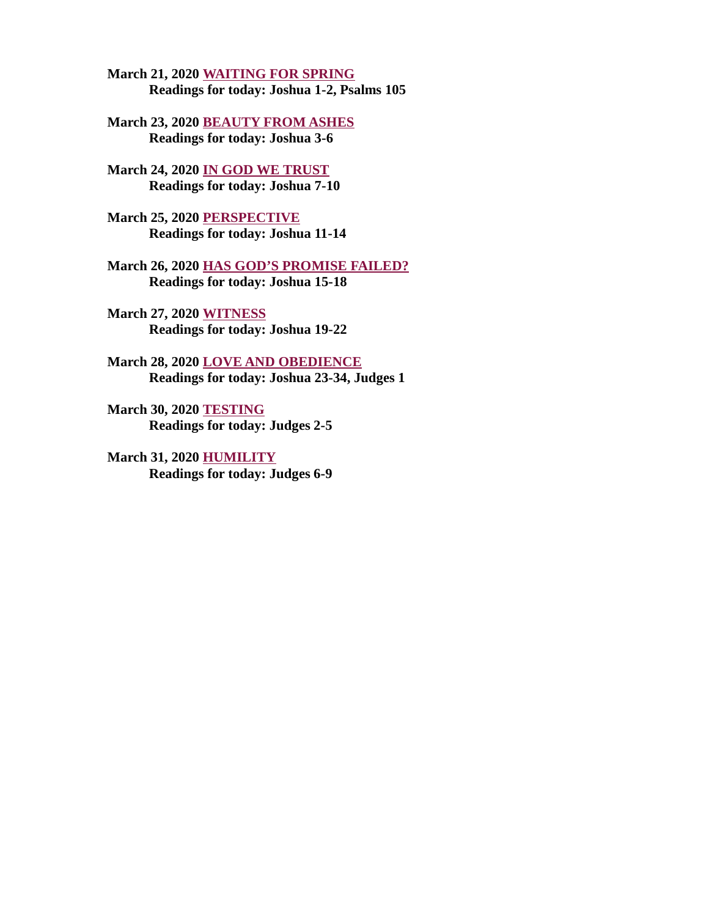**March 21, 2020 WAITING FOR SPRING**
**Readings for today: Joshua 1-2, Psalms 105**

**March 23, 2020 BEAUTY FROM ASHES**
**Readings for today: Joshua 3-6**

**March 24, 2020 IN GOD WE TRUST**
**Readings for today: Joshua 7-10**

**March 25, 2020 PERSPECTIVE**
**Readings for today: Joshua 11-14**

**March 26, 2020 HAS GOD'S PROMISE FAILED?**
**Readings for today: Joshua 15-18**

**March 27, 2020 WITNESS**
**Readings for today: Joshua 19-22**

**March 28, 2020 LOVE AND OBEDIENCE**
**Readings for today: Joshua 23-34, Judges 1**

**March 30, 2020 TESTING**
**Readings for today: Judges 2-5**

**March 31, 2020 HUMILITY**
**Readings for today: Judges 6-9**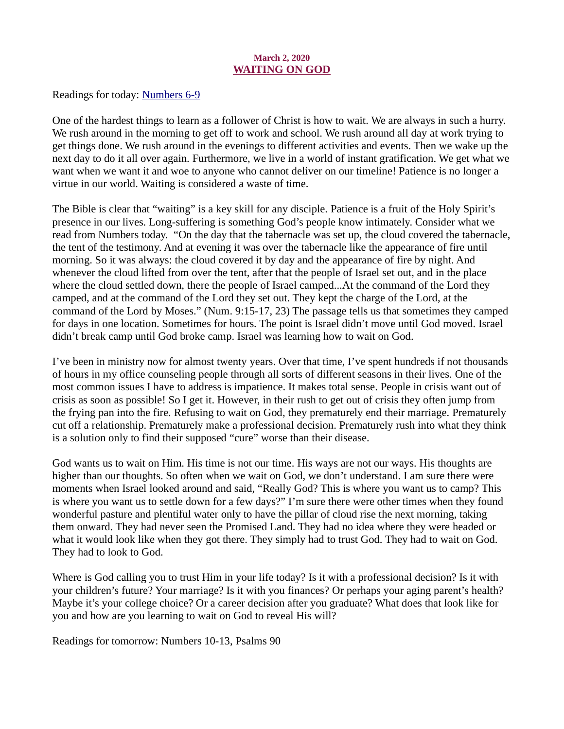**March 2, 2020**

## WAITING ON GOD

Readings for today: Numbers 6-9

One of the hardest things to learn as a follower of Christ is how to wait. We are always in such a hurry. We rush around in the morning to get off to work and school. We rush around all day at work trying to get things done. We rush around in the evenings to different activities and events. Then we wake up the next day to do it all over again. Furthermore, we live in a world of instant gratification. We get what we want when we want it and woe to anyone who cannot deliver on our timeline! Patience is no longer a virtue in our world. Waiting is considered a waste of time.

The Bible is clear that "waiting" is a key skill for any disciple. Patience is a fruit of the Holy Spirit's presence in our lives. Long-suffering is something God's people know intimately. Consider what we read from Numbers today. "On the day that the tabernacle was set up, the cloud covered the tabernacle, the tent of the testimony. And at evening it was over the tabernacle like the appearance of fire until morning. So it was always: the cloud covered it by day and the appearance of fire by night. And whenever the cloud lifted from over the tent, after that the people of Israel set out, and in the place where the cloud settled down, there the people of Israel camped...At the command of the Lord they camped, and at the command of the Lord they set out. They kept the charge of the Lord, at the command of the Lord by Moses." (Num. 9:15-17, 23) The passage tells us that sometimes they camped for days in one location. Sometimes for hours. The point is Israel didn't move until God moved. Israel didn't break camp until God broke camp. Israel was learning how to wait on God.

I've been in ministry now for almost twenty years. Over that time, I've spent hundreds if not thousands of hours in my office counseling people through all sorts of different seasons in their lives. One of the most common issues I have to address is impatience. It makes total sense. People in crisis want out of crisis as soon as possible! So I get it. However, in their rush to get out of crisis they often jump from the frying pan into the fire. Refusing to wait on God, they prematurely end their marriage. Prematurely cut off a relationship. Prematurely make a professional decision. Prematurely rush into what they think is a solution only to find their supposed "cure" worse than their disease.

God wants us to wait on Him. His time is not our time. His ways are not our ways. His thoughts are higher than our thoughts. So often when we wait on God, we don't understand. I am sure there were moments when Israel looked around and said, "Really God? This is where you want us to camp? This is where you want us to settle down for a few days?" I'm sure there were other times when they found wonderful pasture and plentiful water only to have the pillar of cloud rise the next morning, taking them onward. They had never seen the Promised Land. They had no idea where they were headed or what it would look like when they got there. They simply had to trust God. They had to wait on God. They had to look to God.

Where is God calling you to trust Him in your life today? Is it with a professional decision? Is it with your children's future? Your marriage? Is it with you finances? Or perhaps your aging parent's health? Maybe it's your college choice? Or a career decision after you graduate? What does that look like for you and how are you learning to wait on God to reveal His will?

Readings for tomorrow: Numbers 10-13, Psalms 90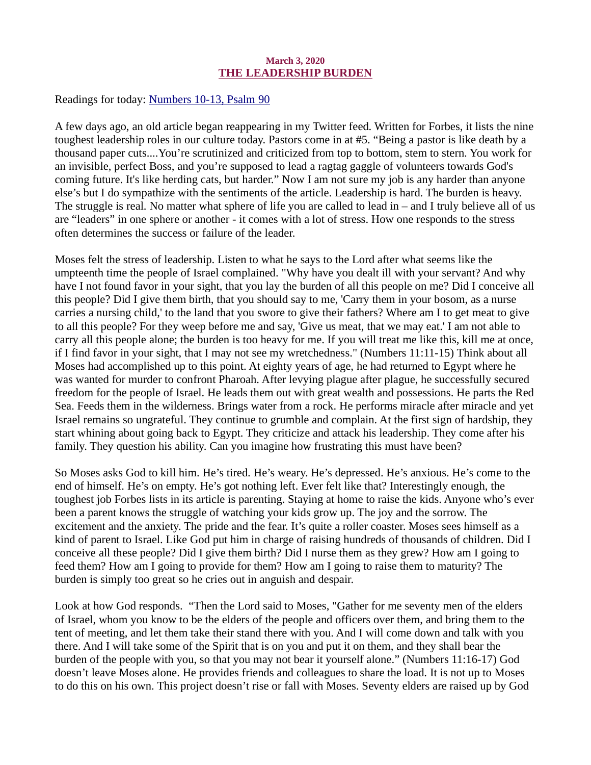March 3, 2020

## THE LEADERSHIP BURDEN

Readings for today: Numbers 10-13, Psalm 90

A few days ago, an old article began reappearing in my Twitter feed. Written for Forbes, it lists the nine toughest leadership roles in our culture today. Pastors come in at #5. "Being a pastor is like death by a thousand paper cuts....You're scrutinized and criticized from top to bottom, stem to stern. You work for an invisible, perfect Boss, and you're supposed to lead a ragtag gaggle of volunteers towards God's coming future. It's like herding cats, but harder." Now I am not sure my job is any harder than anyone else's but I do sympathize with the sentiments of the article. Leadership is hard. The burden is heavy. The struggle is real. No matter what sphere of life you are called to lead in – and I truly believe all of us are "leaders" in one sphere or another - it comes with a lot of stress. How one responds to the stress often determines the success or failure of the leader.

Moses felt the stress of leadership. Listen to what he says to the Lord after what seems like the umpteenth time the people of Israel complained. "Why have you dealt ill with your servant? And why have I not found favor in your sight, that you lay the burden of all this people on me? Did I conceive all this people? Did I give them birth, that you should say to me, 'Carry them in your bosom, as a nurse carries a nursing child,' to the land that you swore to give their fathers? Where am I to get meat to give to all this people? For they weep before me and say, 'Give us meat, that we may eat.' I am not able to carry all this people alone; the burden is too heavy for me. If you will treat me like this, kill me at once, if I find favor in your sight, that I may not see my wretchedness." (Numbers 11:11-15) Think about all Moses had accomplished up to this point. At eighty years of age, he had returned to Egypt where he was wanted for murder to confront Pharoah. After levying plague after plague, he successfully secured freedom for the people of Israel. He leads them out with great wealth and possessions. He parts the Red Sea. Feeds them in the wilderness. Brings water from a rock. He performs miracle after miracle and yet Israel remains so ungrateful. They continue to grumble and complain. At the first sign of hardship, they start whining about going back to Egypt. They criticize and attack his leadership. They come after his family. They question his ability. Can you imagine how frustrating this must have been?

So Moses asks God to kill him. He's tired. He's weary. He's depressed. He's anxious. He's come to the end of himself. He's on empty. He's got nothing left. Ever felt like that? Interestingly enough, the toughest job Forbes lists in its article is parenting. Staying at home to raise the kids. Anyone who's ever been a parent knows the struggle of watching your kids grow up. The joy and the sorrow. The excitement and the anxiety. The pride and the fear. It's quite a roller coaster. Moses sees himself as a kind of parent to Israel. Like God put him in charge of raising hundreds of thousands of children. Did I conceive all these people? Did I give them birth? Did I nurse them as they grew? How am I going to feed them? How am I going to provide for them? How am I going to raise them to maturity? The burden is simply too great so he cries out in anguish and despair.

Look at how God responds. "Then the Lord said to Moses, "Gather for me seventy men of the elders of Israel, whom you know to be the elders of the people and officers over them, and bring them to the tent of meeting, and let them take their stand there with you. And I will come down and talk with you there. And I will take some of the Spirit that is on you and put it on them, and they shall bear the burden of the people with you, so that you may not bear it yourself alone." (Numbers 11:16-17) God doesn't leave Moses alone. He provides friends and colleagues to share the load. It is not up to Moses to do this on his own. This project doesn't rise or fall with Moses. Seventy elders are raised up by God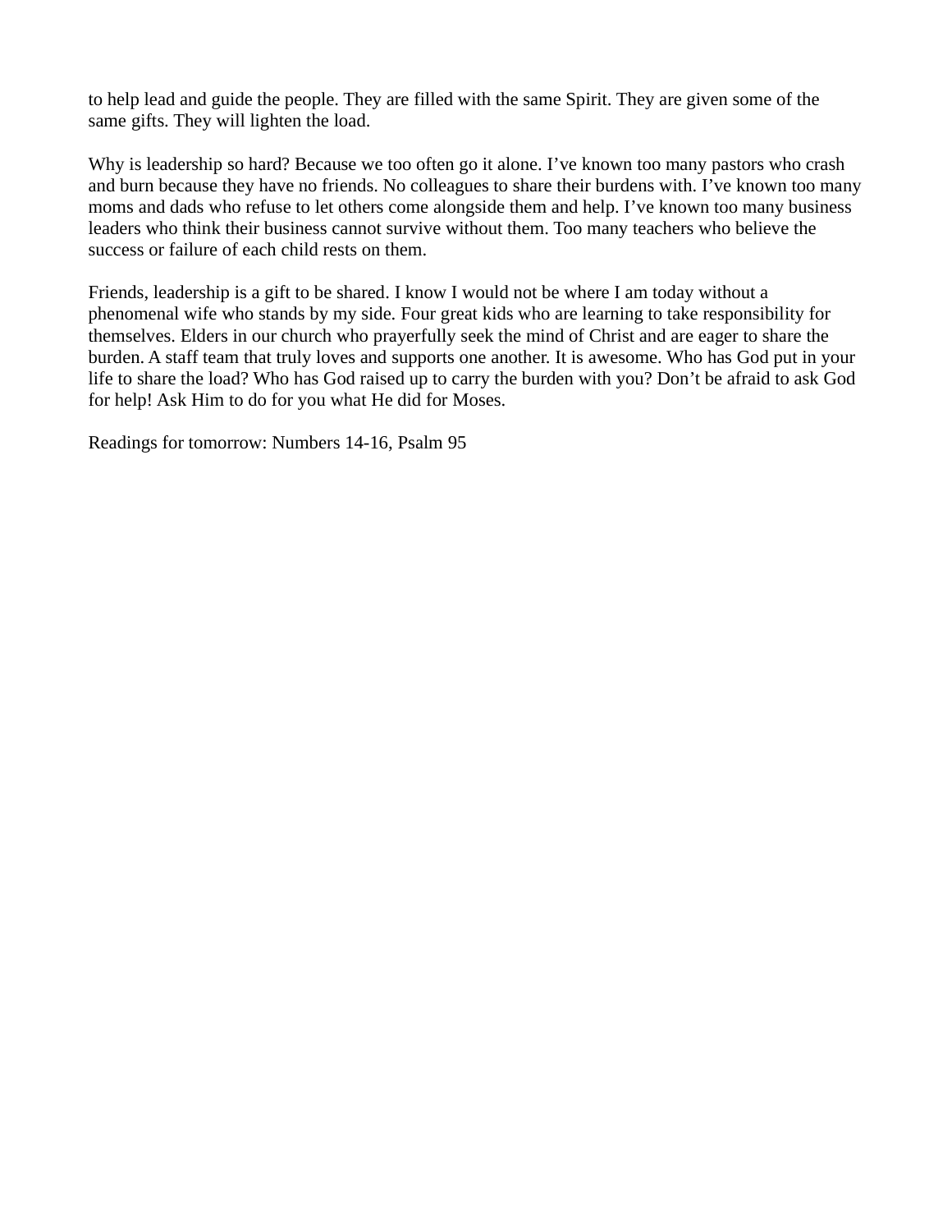to help lead and guide the people. They are filled with the same Spirit. They are given some of the same gifts. They will lighten the load.

Why is leadership so hard? Because we too often go it alone. I've known too many pastors who crash and burn because they have no friends. No colleagues to share their burdens with. I've known too many moms and dads who refuse to let others come alongside them and help. I've known too many business leaders who think their business cannot survive without them. Too many teachers who believe the success or failure of each child rests on them.

Friends, leadership is a gift to be shared. I know I would not be where I am today without a phenomenal wife who stands by my side. Four great kids who are learning to take responsibility for themselves. Elders in our church who prayerfully seek the mind of Christ and are eager to share the burden. A staff team that truly loves and supports one another. It is awesome. Who has God put in your life to share the load? Who has God raised up to carry the burden with you? Don't be afraid to ask God for help! Ask Him to do for you what He did for Moses.

Readings for tomorrow: Numbers 14-16, Psalm 95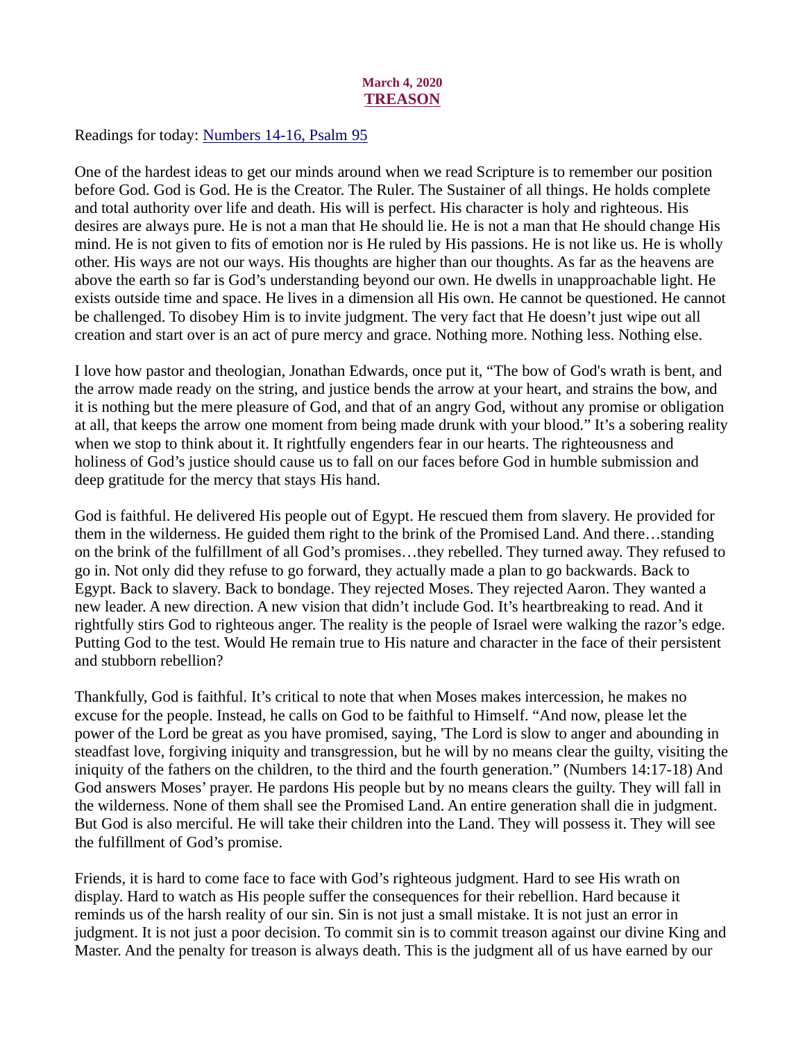March 4, 2020

# TREASON

Readings for today: [Numbers 14-16, Psalm 95]

One of the hardest ideas to get our minds around when we read Scripture is to remember our position before God. God is God. He is the Creator. The Ruler. The Sustainer of all things. He holds complete and total authority over life and death. His will is perfect. His character is holy and righteous. His desires are always pure. He is not a man that He should lie. He is not a man that He should change His mind. He is not given to fits of emotion nor is He ruled by His passions. He is not like us. He is wholly other. His ways are not our ways. His thoughts are higher than our thoughts. As far as the heavens are above the earth so far is God's understanding beyond our own. He dwells in unapproachable light. He exists outside time and space. He lives in a dimension all His own. He cannot be questioned. He cannot be challenged. To disobey Him is to invite judgment. The very fact that He doesn't just wipe out all creation and start over is an act of pure mercy and grace. Nothing more. Nothing less. Nothing else.

I love how pastor and theologian, Jonathan Edwards, once put it, "The bow of God's wrath is bent, and the arrow made ready on the string, and justice bends the arrow at your heart, and strains the bow, and it is nothing but the mere pleasure of God, and that of an angry God, without any promise or obligation at all, that keeps the arrow one moment from being made drunk with your blood." It's a sobering reality when we stop to think about it. It rightfully engenders fear in our hearts. The righteousness and holiness of God's justice should cause us to fall on our faces before God in humble submission and deep gratitude for the mercy that stays His hand.

God is faithful. He delivered His people out of Egypt. He rescued them from slavery. He provided for them in the wilderness. He guided them right to the brink of the Promised Land. And there…standing on the brink of the fulfillment of all God's promises…they rebelled. They turned away. They refused to go in. Not only did they refuse to go forward, they actually made a plan to go backwards. Back to Egypt. Back to slavery. Back to bondage. They rejected Moses. They rejected Aaron. They wanted a new leader. A new direction. A new vision that didn't include God. It's heartbreaking to read. And it rightfully stirs God to righteous anger. The reality is the people of Israel were walking the razor's edge. Putting God to the test. Would He remain true to His nature and character in the face of their persistent and stubborn rebellion?

Thankfully, God is faithful. It's critical to note that when Moses makes intercession, he makes no excuse for the people. Instead, he calls on God to be faithful to Himself. "And now, please let the power of the Lord be great as you have promised, saying, 'The Lord is slow to anger and abounding in steadfast love, forgiving iniquity and transgression, but he will by no means clear the guilty, visiting the iniquity of the fathers on the children, to the third and the fourth generation." (Numbers 14:17-18) And God answers Moses' prayer. He pardons His people but by no means clears the guilty. They will fall in the wilderness. None of them shall see the Promised Land. An entire generation shall die in judgment. But God is also merciful. He will take their children into the Land. They will possess it. They will see the fulfillment of God's promise.

Friends, it is hard to come face to face with God's righteous judgment. Hard to see His wrath on display. Hard to watch as His people suffer the consequences for their rebellion. Hard because it reminds us of the harsh reality of our sin. Sin is not just a small mistake. It is not just an error in judgment. It is not just a poor decision. To commit sin is to commit treason against our divine King and Master. And the penalty for treason is always death. This is the judgment all of us have earned by our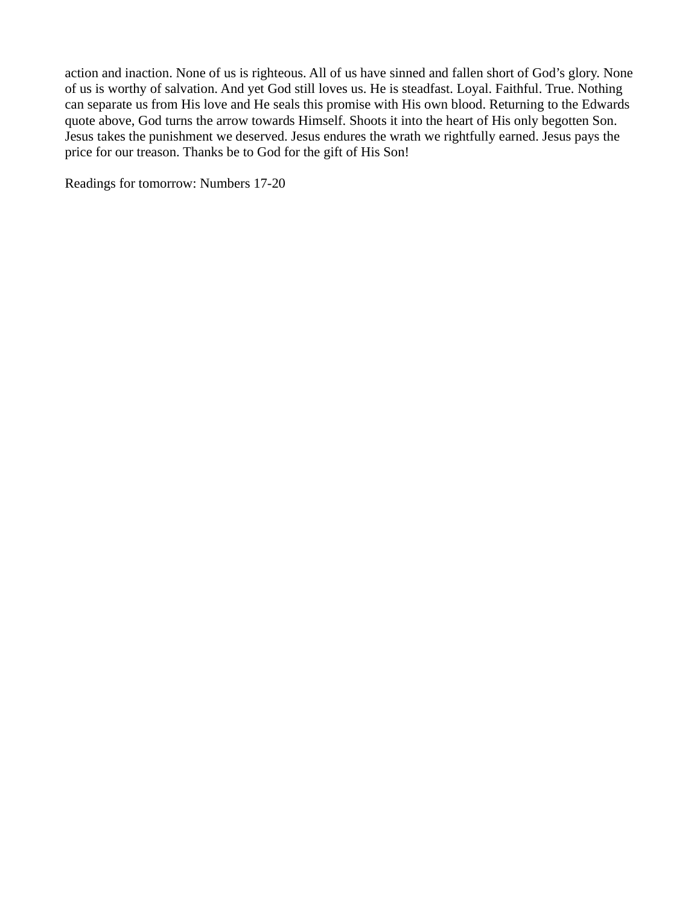action and inaction. None of us is righteous. All of us have sinned and fallen short of God's glory. None of us is worthy of salvation. And yet God still loves us. He is steadfast. Loyal. Faithful. True. Nothing can separate us from His love and He seals this promise with His own blood. Returning to the Edwards quote above, God turns the arrow towards Himself. Shoots it into the heart of His only begotten Son. Jesus takes the punishment we deserved. Jesus endures the wrath we rightfully earned. Jesus pays the price for our treason. Thanks be to God for the gift of His Son!

Readings for tomorrow: Numbers 17-20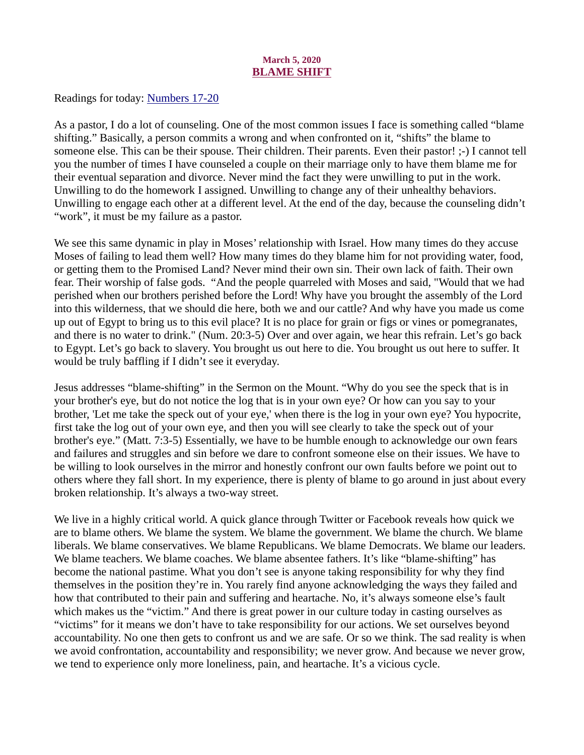March 5, 2020

# BLAME SHIFT

Readings for today: [Numbers 17-20]

As a pastor, I do a lot of counseling. One of the most common issues I face is something called "blame shifting." Basically, a person commits a wrong and when confronted on it, "shifts" the blame to someone else. This can be their spouse. Their children. Their parents. Even their pastor! ;-) I cannot tell you the number of times I have counseled a couple on their marriage only to have them blame me for their eventual separation and divorce. Never mind the fact they were unwilling to put in the work. Unwilling to do the homework I assigned. Unwilling to change any of their unhealthy behaviors. Unwilling to engage each other at a different level. At the end of the day, because the counseling didn't "work", it must be my failure as a pastor.

We see this same dynamic in play in Moses' relationship with Israel. How many times do they accuse Moses of failing to lead them well? How many times do they blame him for not providing water, food, or getting them to the Promised Land? Never mind their own sin. Their own lack of faith. Their own fear. Their worship of false gods. "And the people quarreled with Moses and said, "Would that we had perished when our brothers perished before the Lord! Why have you brought the assembly of the Lord into this wilderness, that we should die here, both we and our cattle? And why have you made us come up out of Egypt to bring us to this evil place? It is no place for grain or figs or vines or pomegranates, and there is no water to drink." (Num. 20:3-5) Over and over again, we hear this refrain. Let's go back to Egypt. Let's go back to slavery. You brought us out here to die. You brought us out here to suffer. It would be truly baffling if I didn't see it everyday.

Jesus addresses "blame-shifting" in the Sermon on the Mount. "Why do you see the speck that is in your brother's eye, but do not notice the log that is in your own eye? Or how can you say to your brother, 'Let me take the speck out of your eye,' when there is the log in your own eye? You hypocrite, first take the log out of your own eye, and then you will see clearly to take the speck out of your brother's eye." (Matt. 7:3-5) Essentially, we have to be humble enough to acknowledge our own fears and failures and struggles and sin before we dare to confront someone else on their issues. We have to be willing to look ourselves in the mirror and honestly confront our own faults before we point out to others where they fall short. In my experience, there is plenty of blame to go around in just about every broken relationship. It's always a two-way street.

We live in a highly critical world. A quick glance through Twitter or Facebook reveals how quick we are to blame others. We blame the system. We blame the government. We blame the church. We blame liberals. We blame conservatives. We blame Republicans. We blame Democrats. We blame our leaders. We blame teachers. We blame coaches. We blame absentee fathers. It's like "blame-shifting" has become the national pastime. What you don't see is anyone taking responsibility for why they find themselves in the position they're in. You rarely find anyone acknowledging the ways they failed and how that contributed to their pain and suffering and heartache. No, it's always someone else's fault which makes us the "victim." And there is great power in our culture today in casting ourselves as "victims" for it means we don't have to take responsibility for our actions. We set ourselves beyond accountability. No one then gets to confront us and we are safe. Or so we think. The sad reality is when we avoid confrontation, accountability and responsibility; we never grow. And because we never grow, we tend to experience only more loneliness, pain, and heartache. It's a vicious cycle.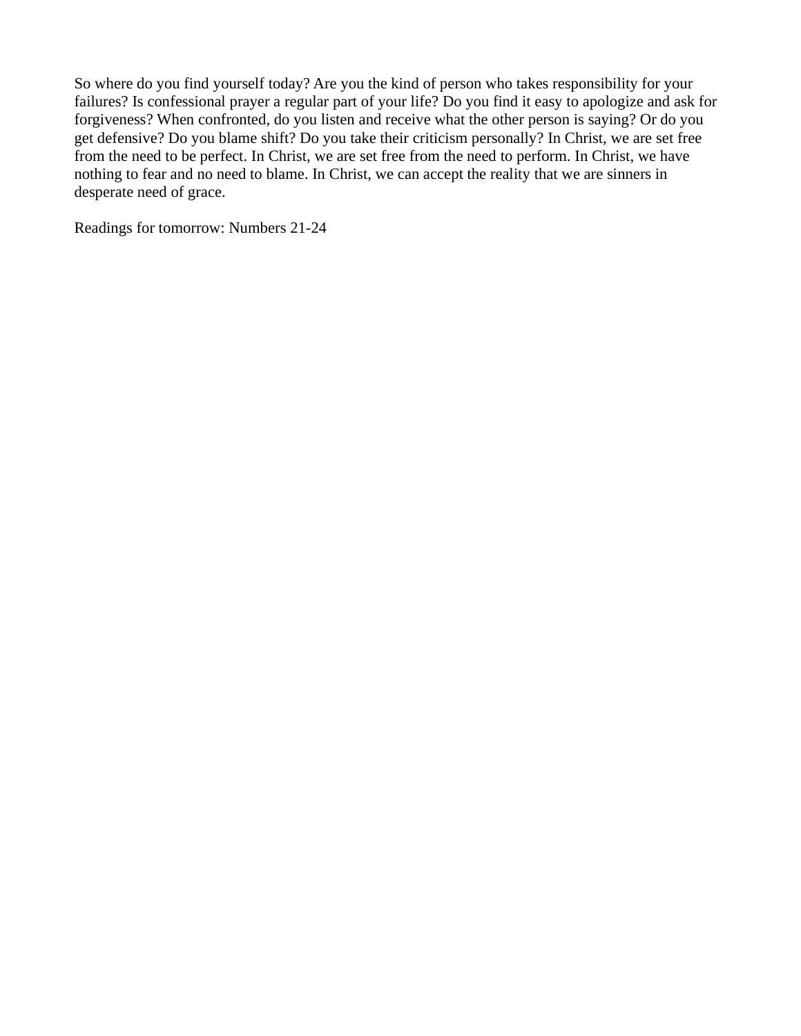So where do you find yourself today? Are you the kind of person who takes responsibility for your failures? Is confessional prayer a regular part of your life? Do you find it easy to apologize and ask for forgiveness? When confronted, do you listen and receive what the other person is saying? Or do you get defensive? Do you blame shift? Do you take their criticism personally? In Christ, we are set free from the need to be perfect. In Christ, we are set free from the need to perform. In Christ, we have nothing to fear and no need to blame. In Christ, we can accept the reality that we are sinners in desperate need of grace.

Readings for tomorrow: Numbers 21-24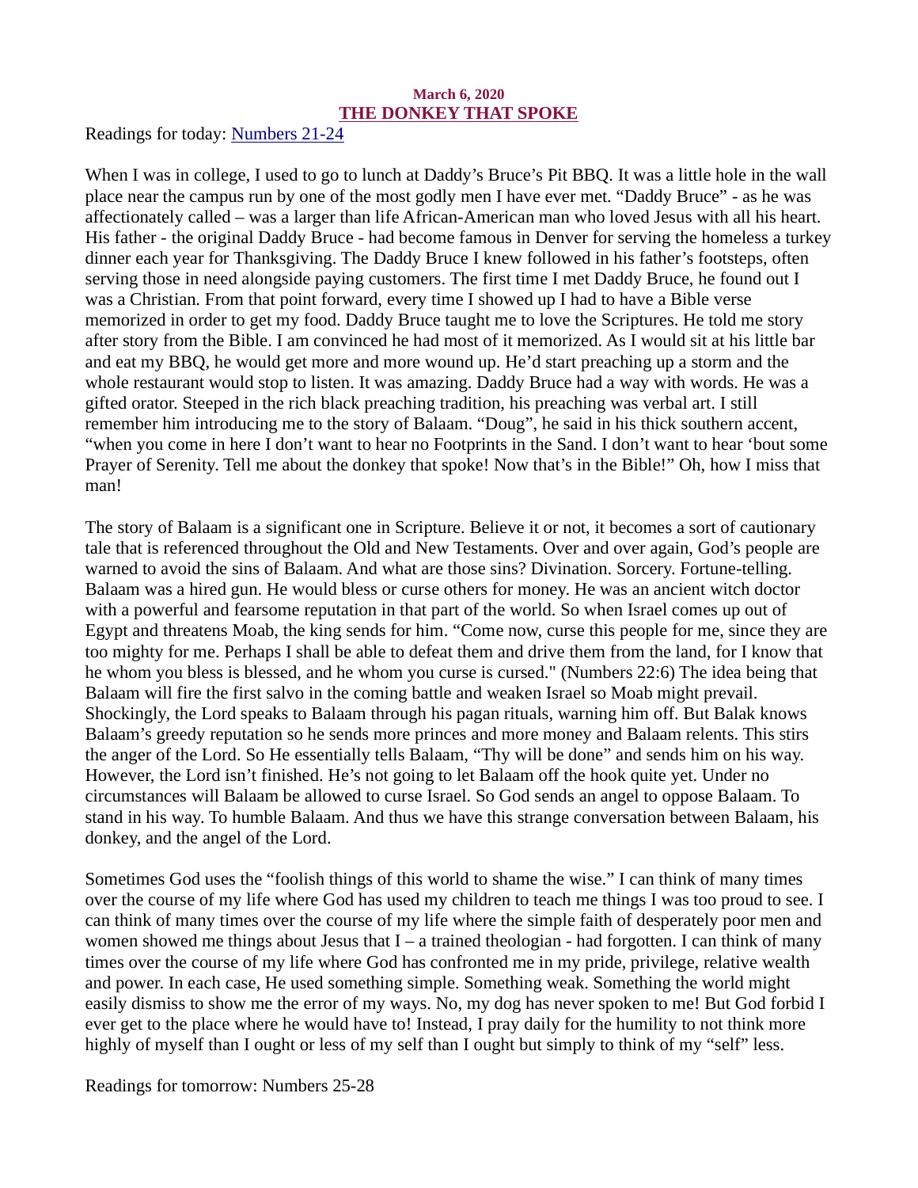**March 6, 2020**

# THE DONKEY THAT SPOKE

Readings for today: [Numbers 21-24]

When I was in college, I used to go to lunch at Daddy's Bruce's Pit BBQ. It was a little hole in the wall place near the campus run by one of the most godly men I have ever met. "Daddy Bruce" - as he was affectionately called – was a larger than life African-American man who loved Jesus with all his heart. His father - the original Daddy Bruce - had become famous in Denver for serving the homeless a turkey dinner each year for Thanksgiving. The Daddy Bruce I knew followed in his father's footsteps, often serving those in need alongside paying customers. The first time I met Daddy Bruce, he found out I was a Christian. From that point forward, every time I showed up I had to have a Bible verse memorized in order to get my food. Daddy Bruce taught me to love the Scriptures. He told me story after story from the Bible. I am convinced he had most of it memorized. As I would sit at his little bar and eat my BBQ, he would get more and more wound up. He'd start preaching up a storm and the whole restaurant would stop to listen. It was amazing. Daddy Bruce had a way with words. He was a gifted orator. Steeped in the rich black preaching tradition, his preaching was verbal art. I still remember him introducing me to the story of Balaam. "Doug", he said in his thick southern accent, "when you come in here I don't want to hear no Footprints in the Sand. I don't want to hear 'bout some Prayer of Serenity. Tell me about the donkey that spoke! Now that's in the Bible!" Oh, how I miss that man!

The story of Balaam is a significant one in Scripture. Believe it or not, it becomes a sort of cautionary tale that is referenced throughout the Old and New Testaments. Over and over again, God's people are warned to avoid the sins of Balaam. And what are those sins? Divination. Sorcery. Fortune-telling. Balaam was a hired gun. He would bless or curse others for money. He was an ancient witch doctor with a powerful and fearsome reputation in that part of the world. So when Israel comes up out of Egypt and threatens Moab, the king sends for him. "Come now, curse this people for me, since they are too mighty for me. Perhaps I shall be able to defeat them and drive them from the land, for I know that he whom you bless is blessed, and he whom you curse is cursed." (Numbers 22:6) The idea being that Balaam will fire the first salvo in the coming battle and weaken Israel so Moab might prevail. Shockingly, the Lord speaks to Balaam through his pagan rituals, warning him off. But Balak knows Balaam's greedy reputation so he sends more princes and more money and Balaam relents. This stirs the anger of the Lord. So He essentially tells Balaam, "Thy will be done" and sends him on his way. However, the Lord isn't finished. He's not going to let Balaam off the hook quite yet. Under no circumstances will Balaam be allowed to curse Israel. So God sends an angel to oppose Balaam. To stand in his way. To humble Balaam. And thus we have this strange conversation between Balaam, his donkey, and the angel of the Lord.

Sometimes God uses the "foolish things of this world to shame the wise." I can think of many times over the course of my life where God has used my children to teach me things I was too proud to see. I can think of many times over the course of my life where the simple faith of desperately poor men and women showed me things about Jesus that I – a trained theologian - had forgotten. I can think of many times over the course of my life where God has confronted me in my pride, privilege, relative wealth and power. In each case, He used something simple. Something weak. Something the world might easily dismiss to show me the error of my ways. No, my dog has never spoken to me! But God forbid I ever get to the place where he would have to! Instead, I pray daily for the humility to not think more highly of myself than I ought or less of my self than I ought but simply to think of my "self" less.

Readings for tomorrow: Numbers 25-28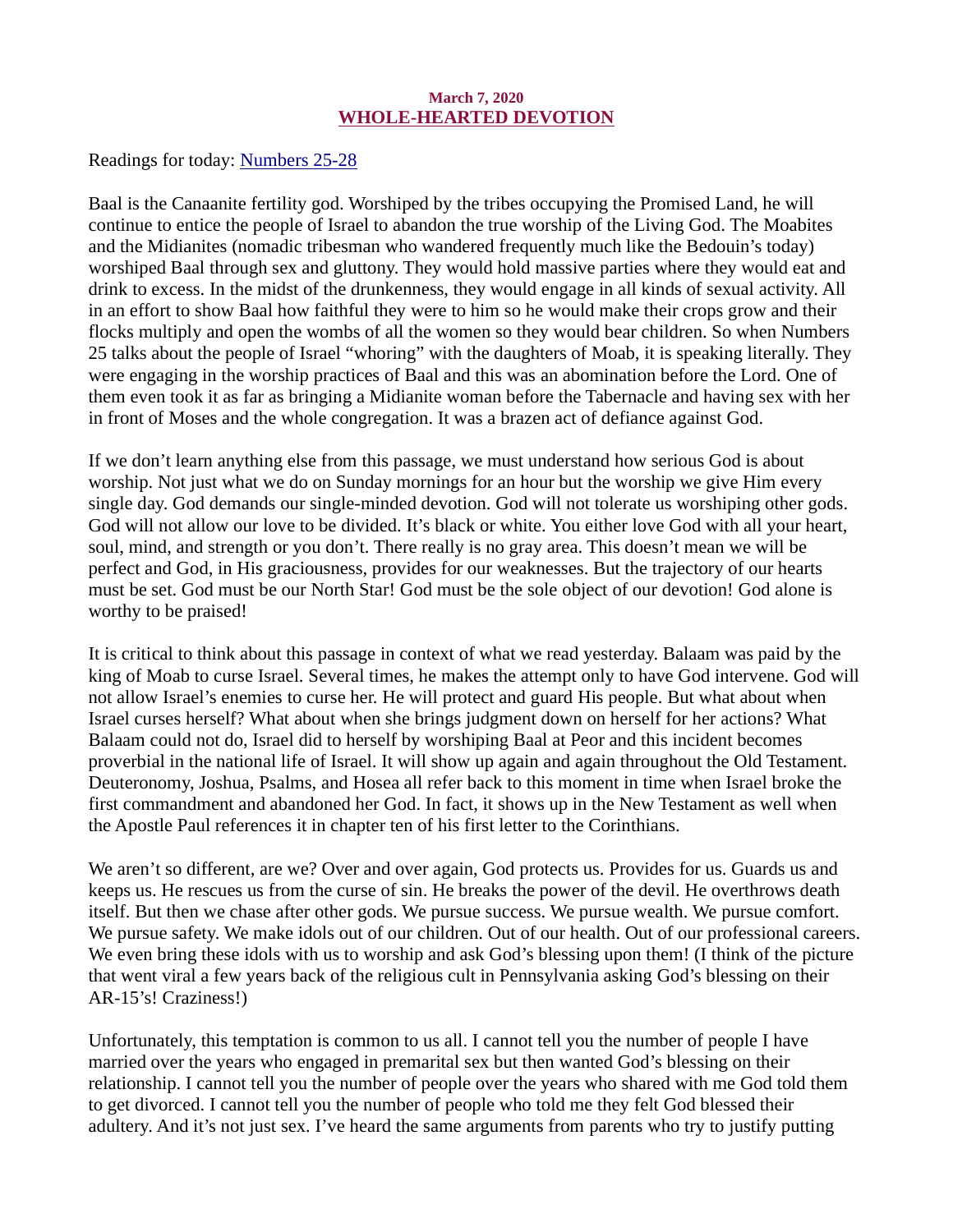March 7, 2020

## WHOLE-HEARTED DEVOTION

Readings for today: [Numbers 25-28]

Baal is the Canaanite fertility god. Worshiped by the tribes occupying the Promised Land, he will continue to entice the people of Israel to abandon the true worship of the Living God. The Moabites and the Midianites (nomadic tribesman who wandered frequently much like the Bedouin's today) worshiped Baal through sex and gluttony. They would hold massive parties where they would eat and drink to excess. In the midst of the drunkenness, they would engage in all kinds of sexual activity. All in an effort to show Baal how faithful they were to him so he would make their crops grow and their flocks multiply and open the wombs of all the women so they would bear children. So when Numbers 25 talks about the people of Israel "whoring" with the daughters of Moab, it is speaking literally. They were engaging in the worship practices of Baal and this was an abomination before the Lord. One of them even took it as far as bringing a Midianite woman before the Tabernacle and having sex with her in front of Moses and the whole congregation. It was a brazen act of defiance against God.

If we don't learn anything else from this passage, we must understand how serious God is about worship. Not just what we do on Sunday mornings for an hour but the worship we give Him every single day. God demands our single-minded devotion. God will not tolerate us worshiping other gods. God will not allow our love to be divided. It's black or white. You either love God with all your heart, soul, mind, and strength or you don't. There really is no gray area. This doesn't mean we will be perfect and God, in His graciousness, provides for our weaknesses. But the trajectory of our hearts must be set. God must be our North Star! God must be the sole object of our devotion! God alone is worthy to be praised!

It is critical to think about this passage in context of what we read yesterday. Balaam was paid by the king of Moab to curse Israel. Several times, he makes the attempt only to have God intervene. God will not allow Israel's enemies to curse her. He will protect and guard His people. But what about when Israel curses herself? What about when she brings judgment down on herself for her actions? What Balaam could not do, Israel did to herself by worshiping Baal at Peor and this incident becomes proverbial in the national life of Israel. It will show up again and again throughout the Old Testament. Deuteronomy, Joshua, Psalms, and Hosea all refer back to this moment in time when Israel broke the first commandment and abandoned her God. In fact, it shows up in the New Testament as well when the Apostle Paul references it in chapter ten of his first letter to the Corinthians.

We aren't so different, are we? Over and over again, God protects us. Provides for us. Guards us and keeps us. He rescues us from the curse of sin. He breaks the power of the devil. He overthrows death itself. But then we chase after other gods. We pursue success. We pursue wealth. We pursue comfort. We pursue safety. We make idols out of our children. Out of our health. Out of our professional careers. We even bring these idols with us to worship and ask God's blessing upon them! (I think of the picture that went viral a few years back of the religious cult in Pennsylvania asking God's blessing on their AR-15's! Craziness!)

Unfortunately, this temptation is common to us all. I cannot tell you the number of people I have married over the years who engaged in premarital sex but then wanted God's blessing on their relationship. I cannot tell you the number of people over the years who shared with me God told them to get divorced. I cannot tell you the number of people who told me they felt God blessed their adultery. And it's not just sex. I've heard the same arguments from parents who try to justify putting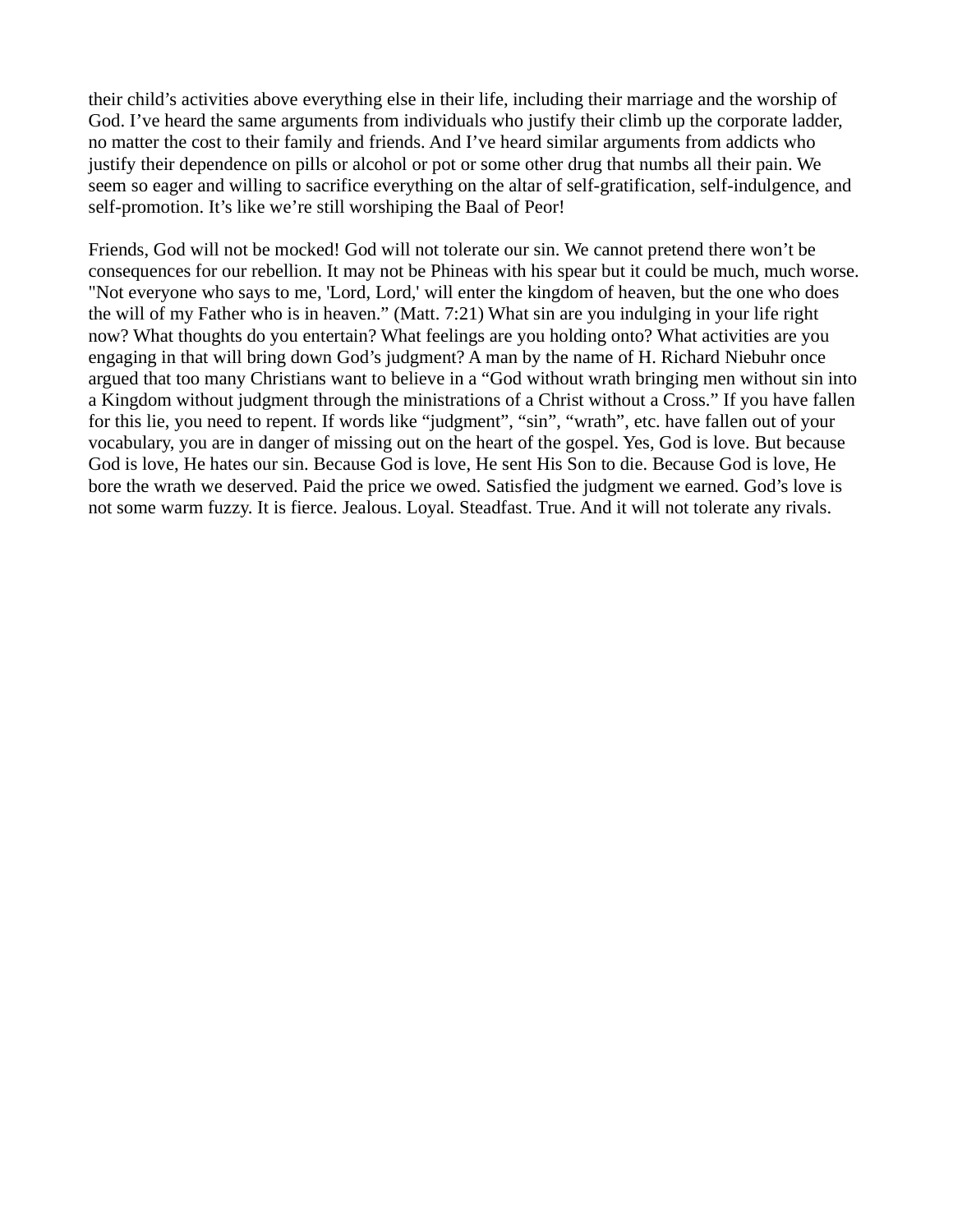their child's activities above everything else in their life, including their marriage and the worship of God. I've heard the same arguments from individuals who justify their climb up the corporate ladder, no matter the cost to their family and friends. And I've heard similar arguments from addicts who justify their dependence on pills or alcohol or pot or some other drug that numbs all their pain. We seem so eager and willing to sacrifice everything on the altar of self-gratification, self-indulgence, and self-promotion. It's like we're still worshiping the Baal of Peor!

Friends, God will not be mocked! God will not tolerate our sin. We cannot pretend there won't be consequences for our rebellion. It may not be Phineas with his spear but it could be much, much worse. "Not everyone who says to me, 'Lord, Lord,' will enter the kingdom of heaven, but the one who does the will of my Father who is in heaven." (Matt. 7:21) What sin are you indulging in your life right now? What thoughts do you entertain? What feelings are you holding onto? What activities are you engaging in that will bring down God's judgment? A man by the name of H. Richard Niebuhr once argued that too many Christians want to believe in a "God without wrath bringing men without sin into a Kingdom without judgment through the ministrations of a Christ without a Cross." If you have fallen for this lie, you need to repent. If words like "judgment", "sin", "wrath", etc. have fallen out of your vocabulary, you are in danger of missing out on the heart of the gospel. Yes, God is love. But because God is love, He hates our sin. Because God is love, He sent His Son to die. Because God is love, He bore the wrath we deserved. Paid the price we owed. Satisfied the judgment we earned. God's love is not some warm fuzzy. It is fierce. Jealous. Loyal. Steadfast. True. And it will not tolerate any rivals.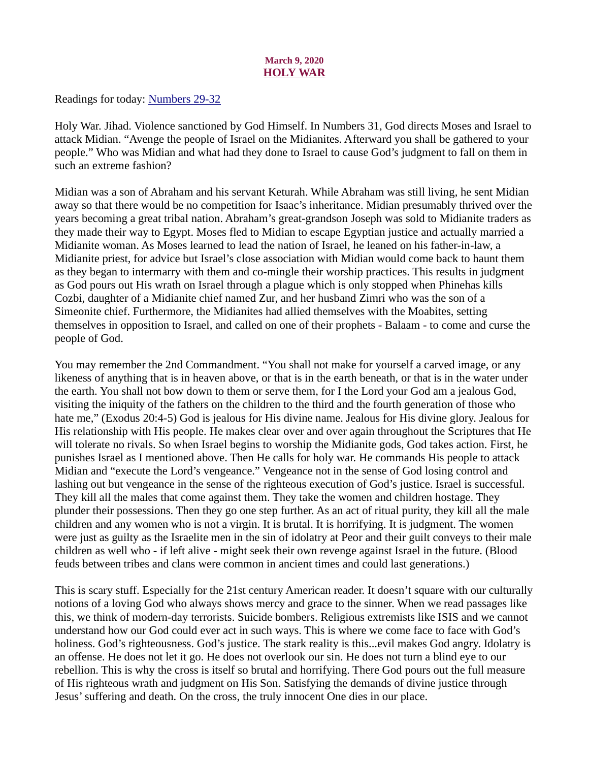March 9, 2020

# HOLY WAR

Readings for today: Numbers 29-32

Holy War. Jihad. Violence sanctioned by God Himself. In Numbers 31, God directs Moses and Israel to attack Midian. "Avenge the people of Israel on the Midianites. Afterward you shall be gathered to your people." Who was Midian and what had they done to Israel to cause God's judgment to fall on them in such an extreme fashion?

Midian was a son of Abraham and his servant Keturah. While Abraham was still living, he sent Midian away so that there would be no competition for Isaac's inheritance. Midian presumably thrived over the years becoming a great tribal nation. Abraham's great-grandson Joseph was sold to Midianite traders as they made their way to Egypt. Moses fled to Midian to escape Egyptian justice and actually married a Midianite woman. As Moses learned to lead the nation of Israel, he leaned on his father-in-law, a Midianite priest, for advice but Israel's close association with Midian would come back to haunt them as they began to intermarry with them and co-mingle their worship practices. This results in judgment as God pours out His wrath on Israel through a plague which is only stopped when Phinehas kills Cozbi, daughter of a Midianite chief named Zur, and her husband Zimri who was the son of a Simeonite chief. Furthermore, the Midianites had allied themselves with the Moabites, setting themselves in opposition to Israel, and called on one of their prophets - Balaam - to come and curse the people of God.

You may remember the 2nd Commandment. "You shall not make for yourself a carved image, or any likeness of anything that is in heaven above, or that is in the earth beneath, or that is in the water under the earth. You shall not bow down to them or serve them, for I the Lord your God am a jealous God, visiting the iniquity of the fathers on the children to the third and the fourth generation of those who hate me," (Exodus 20:4-5) God is jealous for His divine name. Jealous for His divine glory. Jealous for His relationship with His people. He makes clear over and over again throughout the Scriptures that He will tolerate no rivals. So when Israel begins to worship the Midianite gods, God takes action. First, he punishes Israel as I mentioned above. Then He calls for holy war. He commands His people to attack Midian and "execute the Lord's vengeance." Vengeance not in the sense of God losing control and lashing out but vengeance in the sense of the righteous execution of God's justice. Israel is successful. They kill all the males that come against them. They take the women and children hostage. They plunder their possessions. Then they go one step further. As an act of ritual purity, they kill all the male children and any women who is not a virgin. It is brutal. It is horrifying. It is judgment. The women were just as guilty as the Israelite men in the sin of idolatry at Peor and their guilt conveys to their male children as well who - if left alive - might seek their own revenge against Israel in the future. (Blood feuds between tribes and clans were common in ancient times and could last generations.)

This is scary stuff. Especially for the 21st century American reader. It doesn't square with our culturally notions of a loving God who always shows mercy and grace to the sinner. When we read passages like this, we think of modern-day terrorists. Suicide bombers. Religious extremists like ISIS and we cannot understand how our God could ever act in such ways. This is where we come face to face with God's holiness. God's righteousness. God's justice. The stark reality is this...evil makes God angry. Idolatry is an offense. He does not let it go. He does not overlook our sin. He does not turn a blind eye to our rebellion. This is why the cross is itself so brutal and horrifying. There God pours out the full measure of His righteous wrath and judgment on His Son. Satisfying the demands of divine justice through Jesus' suffering and death. On the cross, the truly innocent One dies in our place.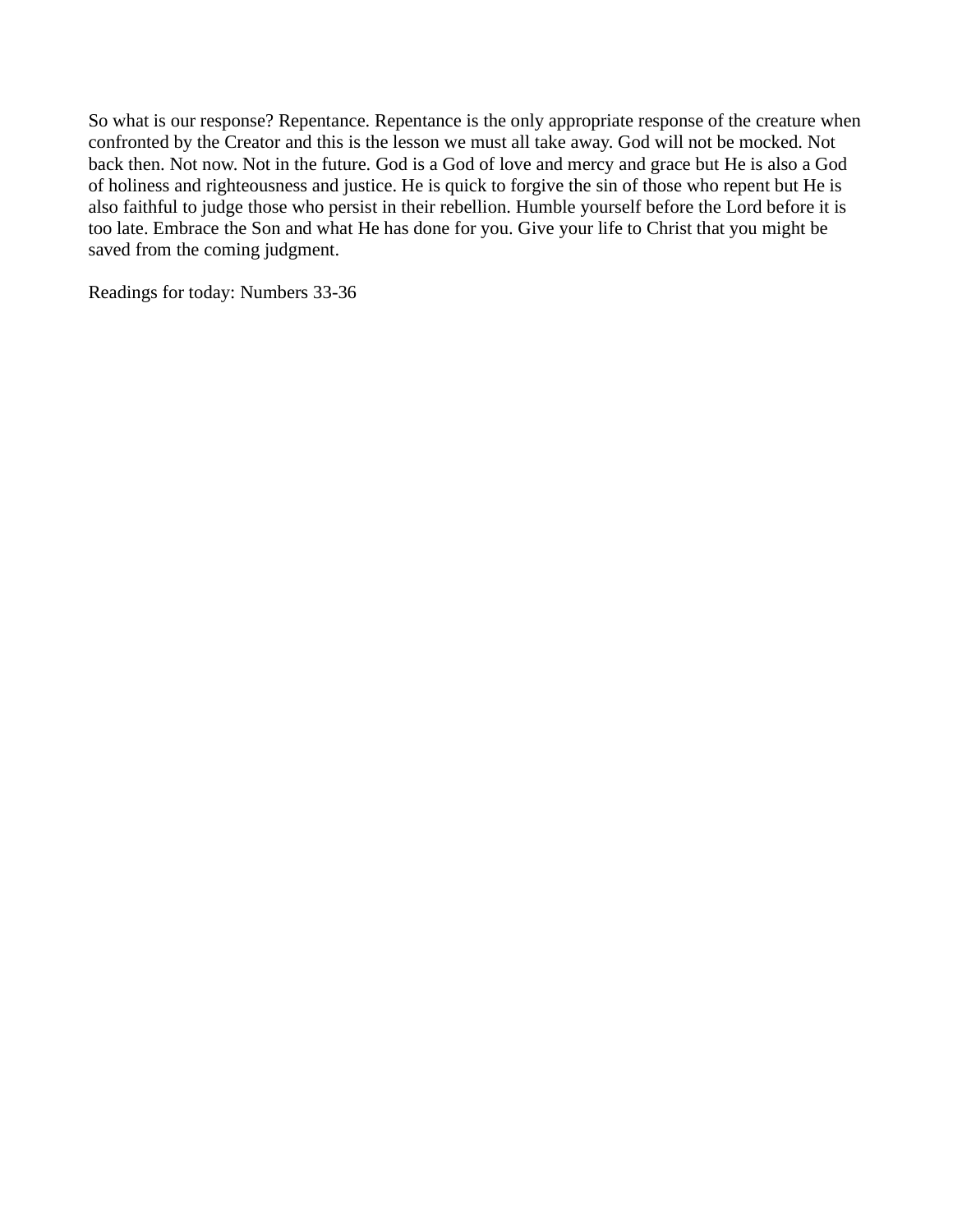So what is our response? Repentance. Repentance is the only appropriate response of the creature when confronted by the Creator and this is the lesson we must all take away. God will not be mocked. Not back then. Not now. Not in the future. God is a God of love and mercy and grace but He is also a God of holiness and righteousness and justice. He is quick to forgive the sin of those who repent but He is also faithful to judge those who persist in their rebellion. Humble yourself before the Lord before it is too late. Embrace the Son and what He has done for you. Give your life to Christ that you might be saved from the coming judgment.

Readings for today: Numbers 33-36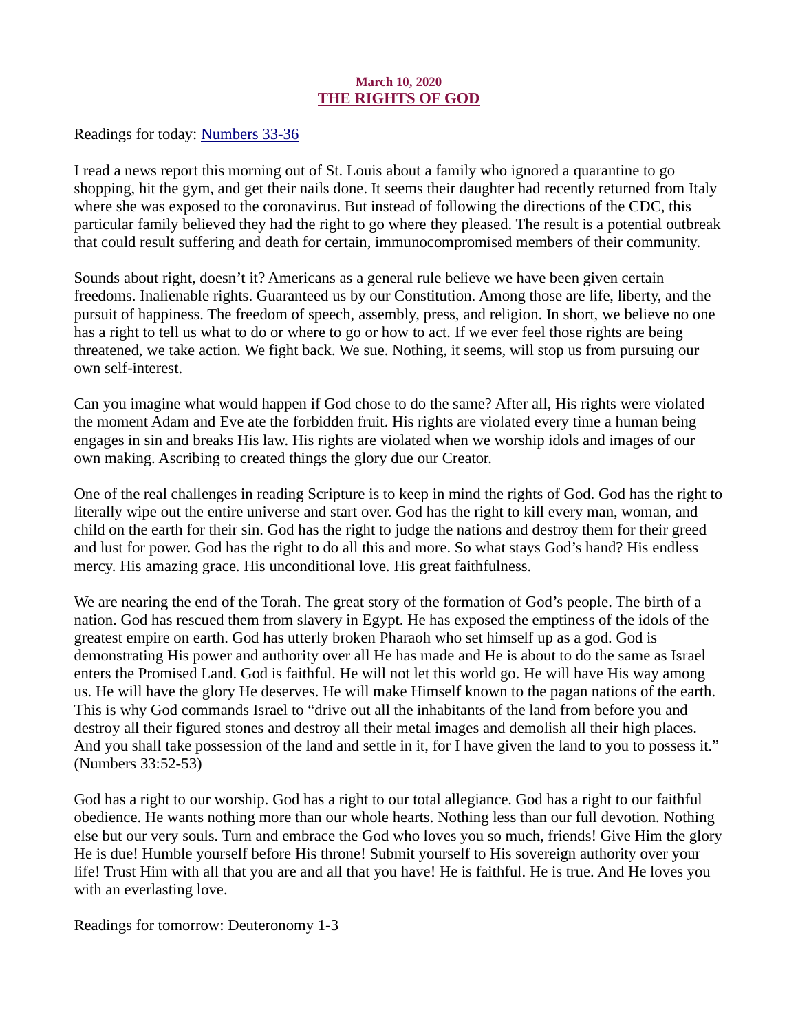**March 10, 2020**

# THE RIGHTS OF GOD

Readings for today: Numbers 33-36

I read a news report this morning out of St. Louis about a family who ignored a quarantine to go shopping, hit the gym, and get their nails done. It seems their daughter had recently returned from Italy where she was exposed to the coronavirus. But instead of following the directions of the CDC, this particular family believed they had the right to go where they pleased. The result is a potential outbreak that could result suffering and death for certain, immunocompromised members of their community.

Sounds about right, doesn't it? Americans as a general rule believe we have been given certain freedoms. Inalienable rights. Guaranteed us by our Constitution. Among those are life, liberty, and the pursuit of happiness. The freedom of speech, assembly, press, and religion. In short, we believe no one has a right to tell us what to do or where to go or how to act. If we ever feel those rights are being threatened, we take action. We fight back. We sue. Nothing, it seems, will stop us from pursuing our own self-interest.

Can you imagine what would happen if God chose to do the same? After all, His rights were violated the moment Adam and Eve ate the forbidden fruit. His rights are violated every time a human being engages in sin and breaks His law. His rights are violated when we worship idols and images of our own making. Ascribing to created things the glory due our Creator.

One of the real challenges in reading Scripture is to keep in mind the rights of God. God has the right to literally wipe out the entire universe and start over. God has the right to kill every man, woman, and child on the earth for their sin. God has the right to judge the nations and destroy them for their greed and lust for power. God has the right to do all this and more. So what stays God's hand? His endless mercy. His amazing grace. His unconditional love. His great faithfulness.

We are nearing the end of the Torah. The great story of the formation of God's people. The birth of a nation. God has rescued them from slavery in Egypt. He has exposed the emptiness of the idols of the greatest empire on earth. God has utterly broken Pharaoh who set himself up as a god. God is demonstrating His power and authority over all He has made and He is about to do the same as Israel enters the Promised Land. God is faithful. He will not let this world go. He will have His way among us. He will have the glory He deserves. He will make Himself known to the pagan nations of the earth. This is why God commands Israel to "drive out all the inhabitants of the land from before you and destroy all their figured stones and destroy all their metal images and demolish all their high places. And you shall take possession of the land and settle in it, for I have given the land to you to possess it." (Numbers 33:52-53)

God has a right to our worship. God has a right to our total allegiance. God has a right to our faithful obedience. He wants nothing more than our whole hearts. Nothing less than our full devotion. Nothing else but our very souls. Turn and embrace the God who loves you so much, friends! Give Him the glory He is due! Humble yourself before His throne! Submit yourself to His sovereign authority over your life! Trust Him with all that you are and all that you have! He is faithful. He is true. And He loves you with an everlasting love.

Readings for tomorrow: Deuteronomy 1-3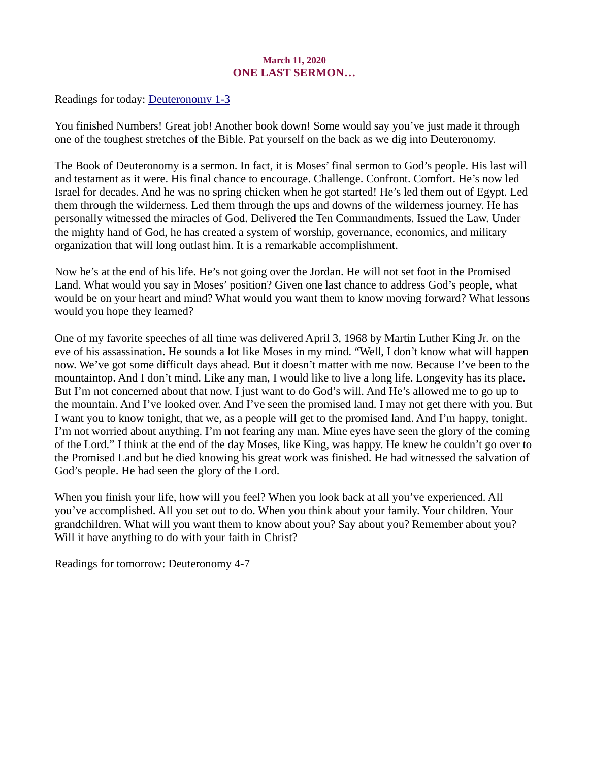**March 11, 2020**

## ONE LAST SERMON…

Readings for today: [Deuteronomy 1-3]

You finished Numbers! Great job! Another book down! Some would say you've just made it through one of the toughest stretches of the Bible. Pat yourself on the back as we dig into Deuteronomy.

The Book of Deuteronomy is a sermon. In fact, it is Moses' final sermon to God's people. His last will and testament as it were. His final chance to encourage. Challenge. Confront. Comfort. He's now led Israel for decades. And he was no spring chicken when he got started! He's led them out of Egypt. Led them through the wilderness. Led them through the ups and downs of the wilderness journey. He has personally witnessed the miracles of God. Delivered the Ten Commandments. Issued the Law. Under the mighty hand of God, he has created a system of worship, governance, economics, and military organization that will long outlast him. It is a remarkable accomplishment.

Now he's at the end of his life. He's not going over the Jordan. He will not set foot in the Promised Land. What would you say in Moses' position? Given one last chance to address God's people, what would be on your heart and mind? What would you want them to know moving forward? What lessons would you hope they learned?

One of my favorite speeches of all time was delivered April 3, 1968 by Martin Luther King Jr. on the eve of his assassination. He sounds a lot like Moses in my mind. "Well, I don't know what will happen now. We've got some difficult days ahead. But it doesn't matter with me now. Because I've been to the mountaintop. And I don't mind. Like any man, I would like to live a long life. Longevity has its place. But I'm not concerned about that now. I just want to do God's will. And He's allowed me to go up to the mountain. And I've looked over. And I've seen the promised land. I may not get there with you. But I want you to know tonight, that we, as a people will get to the promised land. And I'm happy, tonight. I'm not worried about anything. I'm not fearing any man. Mine eyes have seen the glory of the coming of the Lord." I think at the end of the day Moses, like King, was happy. He knew he couldn't go over to the Promised Land but he died knowing his great work was finished. He had witnessed the salvation of God's people. He had seen the glory of the Lord.

When you finish your life, how will you feel? When you look back at all you've experienced. All you've accomplished. All you set out to do. When you think about your family. Your children. Your grandchildren. What will you want them to know about you? Say about you? Remember about you? Will it have anything to do with your faith in Christ?

Readings for tomorrow: Deuteronomy 4-7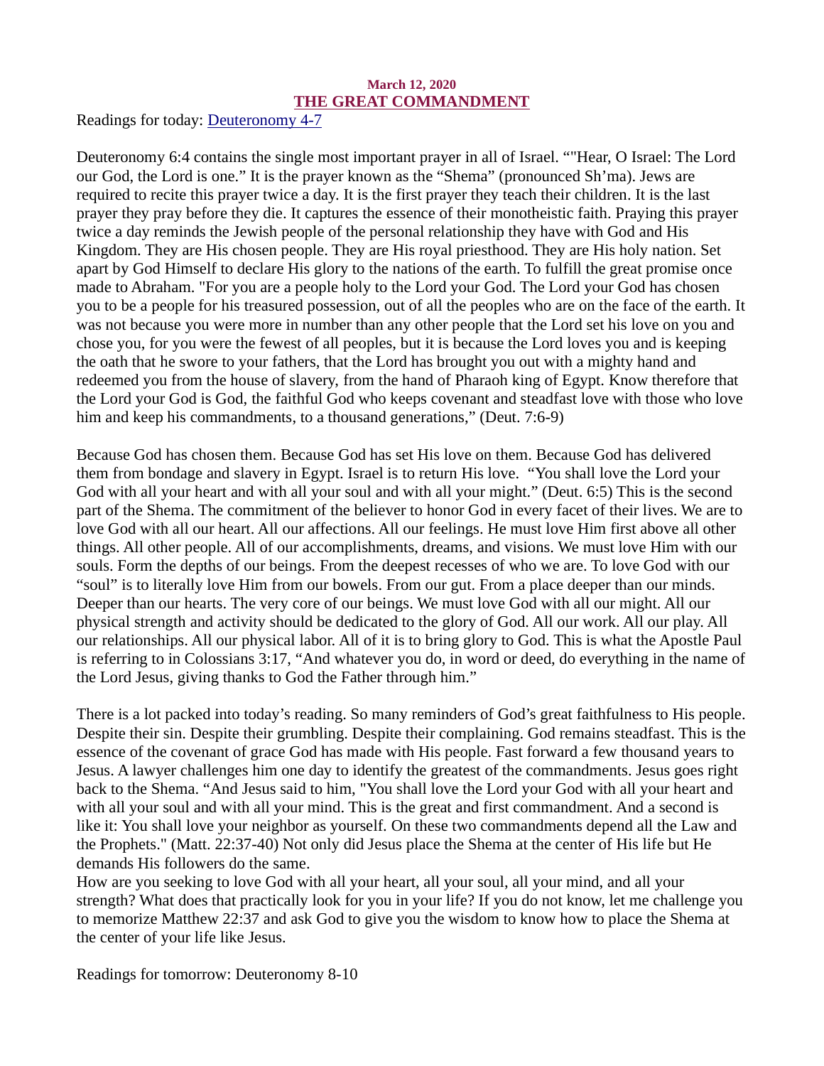**March 12, 2020**

## THE GREAT COMMANDMENT

Readings for today: [Deuteronomy 4-7]

Deuteronomy 6:4 contains the single most important prayer in all of Israel. “"Hear, O Israel: The Lord our God, the Lord is one.” It is the prayer known as the “Shema” (pronounced Sh’ma). Jews are required to recite this prayer twice a day. It is the first prayer they teach their children. It is the last prayer they pray before they die. It captures the essence of their monotheistic faith. Praying this prayer twice a day reminds the Jewish people of the personal relationship they have with God and His Kingdom. They are His chosen people. They are His royal priesthood. They are His holy nation. Set apart by God Himself to declare His glory to the nations of the earth. To fulfill the great promise once made to Abraham. "For you are a people holy to the Lord your God. The Lord your God has chosen you to be a people for his treasured possession, out of all the peoples who are on the face of the earth. It was not because you were more in number than any other people that the Lord set his love on you and chose you, for you were the fewest of all peoples, but it is because the Lord loves you and is keeping the oath that he swore to your fathers, that the Lord has brought you out with a mighty hand and redeemed you from the house of slavery, from the hand of Pharaoh king of Egypt. Know therefore that the Lord your God is God, the faithful God who keeps covenant and steadfast love with those who love him and keep his commandments, to a thousand generations,” (Deut. 7:6-9)

Because God has chosen them. Because God has set His love on them. Because God has delivered them from bondage and slavery in Egypt. Israel is to return His love. “You shall love the Lord your God with all your heart and with all your soul and with all your might.” (Deut. 6:5) This is the second part of the Shema. The commitment of the believer to honor God in every facet of their lives. We are to love God with all our heart. All our affections. All our feelings. He must love Him first above all other things. All other people. All of our accomplishments, dreams, and visions. We must love Him with our souls. Form the depths of our beings. From the deepest recesses of who we are. To love God with our “soul” is to literally love Him from our bowels. From our gut. From a place deeper than our minds. Deeper than our hearts. The very core of our beings. We must love God with all our might. All our physical strength and activity should be dedicated to the glory of God. All our work. All our play. All our relationships. All our physical labor. All of it is to bring glory to God. This is what the Apostle Paul is referring to in Colossians 3:17, “And whatever you do, in word or deed, do everything in the name of the Lord Jesus, giving thanks to God the Father through him.”

There is a lot packed into today’s reading. So many reminders of God’s great faithfulness to His people. Despite their sin. Despite their grumbling. Despite their complaining. God remains steadfast. This is the essence of the covenant of grace God has made with His people. Fast forward a few thousand years to Jesus. A lawyer challenges him one day to identify the greatest of the commandments. Jesus goes right back to the Shema. “And Jesus said to him, "You shall love the Lord your God with all your heart and with all your soul and with all your mind. This is the great and first commandment. And a second is like it: You shall love your neighbor as yourself. On these two commandments depend all the Law and the Prophets." (Matt. 22:37-40) Not only did Jesus place the Shema at the center of His life but He demands His followers do the same.

How are you seeking to love God with all your heart, all your soul, all your mind, and all your strength? What does that practically look for you in your life? If you do not know, let me challenge you to memorize Matthew 22:37 and ask God to give you the wisdom to know how to place the Shema at the center of your life like Jesus.

Readings for tomorrow: Deuteronomy 8-10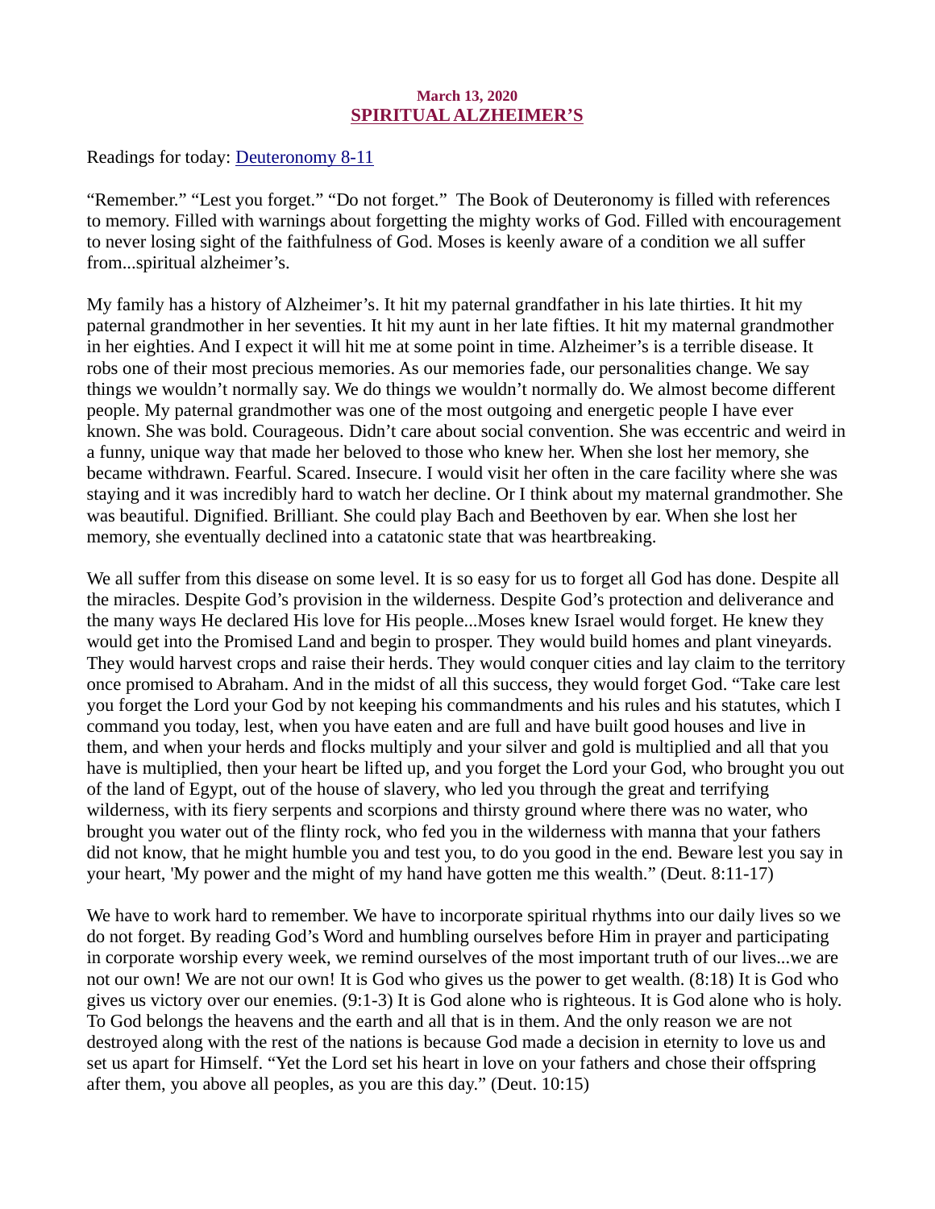March 13, 2020

# SPIRITUAL ALZHEIMER'S

Readings for today: Deuteronomy 8-11

"Remember." "Lest you forget." "Do not forget." The Book of Deuteronomy is filled with references to memory. Filled with warnings about forgetting the mighty works of God. Filled with encouragement to never losing sight of the faithfulness of God. Moses is keenly aware of a condition we all suffer from...spiritual alzheimer's.

My family has a history of Alzheimer's. It hit my paternal grandfather in his late thirties. It hit my paternal grandmother in her seventies. It hit my aunt in her late fifties. It hit my maternal grandmother in her eighties. And I expect it will hit me at some point in time. Alzheimer's is a terrible disease. It robs one of their most precious memories. As our memories fade, our personalities change. We say things we wouldn't normally say. We do things we wouldn't normally do. We almost become different people. My paternal grandmother was one of the most outgoing and energetic people I have ever known. She was bold. Courageous. Didn't care about social convention. She was eccentric and weird in a funny, unique way that made her beloved to those who knew her. When she lost her memory, she became withdrawn. Fearful. Scared. Insecure. I would visit her often in the care facility where she was staying and it was incredibly hard to watch her decline. Or I think about my maternal grandmother. She was beautiful. Dignified. Brilliant. She could play Bach and Beethoven by ear. When she lost her memory, she eventually declined into a catatonic state that was heartbreaking.

We all suffer from this disease on some level. It is so easy for us to forget all God has done. Despite all the miracles. Despite God's provision in the wilderness. Despite God's protection and deliverance and the many ways He declared His love for His people...Moses knew Israel would forget. He knew they would get into the Promised Land and begin to prosper. They would build homes and plant vineyards. They would harvest crops and raise their herds. They would conquer cities and lay claim to the territory once promised to Abraham. And in the midst of all this success, they would forget God. "Take care lest you forget the Lord your God by not keeping his commandments and his rules and his statutes, which I command you today, lest, when you have eaten and are full and have built good houses and live in them, and when your herds and flocks multiply and your silver and gold is multiplied and all that you have is multiplied, then your heart be lifted up, and you forget the Lord your God, who brought you out of the land of Egypt, out of the house of slavery, who led you through the great and terrifying wilderness, with its fiery serpents and scorpions and thirsty ground where there was no water, who brought you water out of the flinty rock, who fed you in the wilderness with manna that your fathers did not know, that he might humble you and test you, to do you good in the end. Beware lest you say in your heart, 'My power and the might of my hand have gotten me this wealth." (Deut. 8:11-17)

We have to work hard to remember. We have to incorporate spiritual rhythms into our daily lives so we do not forget. By reading God's Word and humbling ourselves before Him in prayer and participating in corporate worship every week, we remind ourselves of the most important truth of our lives...we are not our own! We are not our own! It is God who gives us the power to get wealth. (8:18) It is God who gives us victory over our enemies. (9:1-3) It is God alone who is righteous. It is God alone who is holy. To God belongs the heavens and the earth and all that is in them. And the only reason we are not destroyed along with the rest of the nations is because God made a decision in eternity to love us and set us apart for Himself. "Yet the Lord set his heart in love on your fathers and chose their offspring after them, you above all peoples, as you are this day." (Deut. 10:15)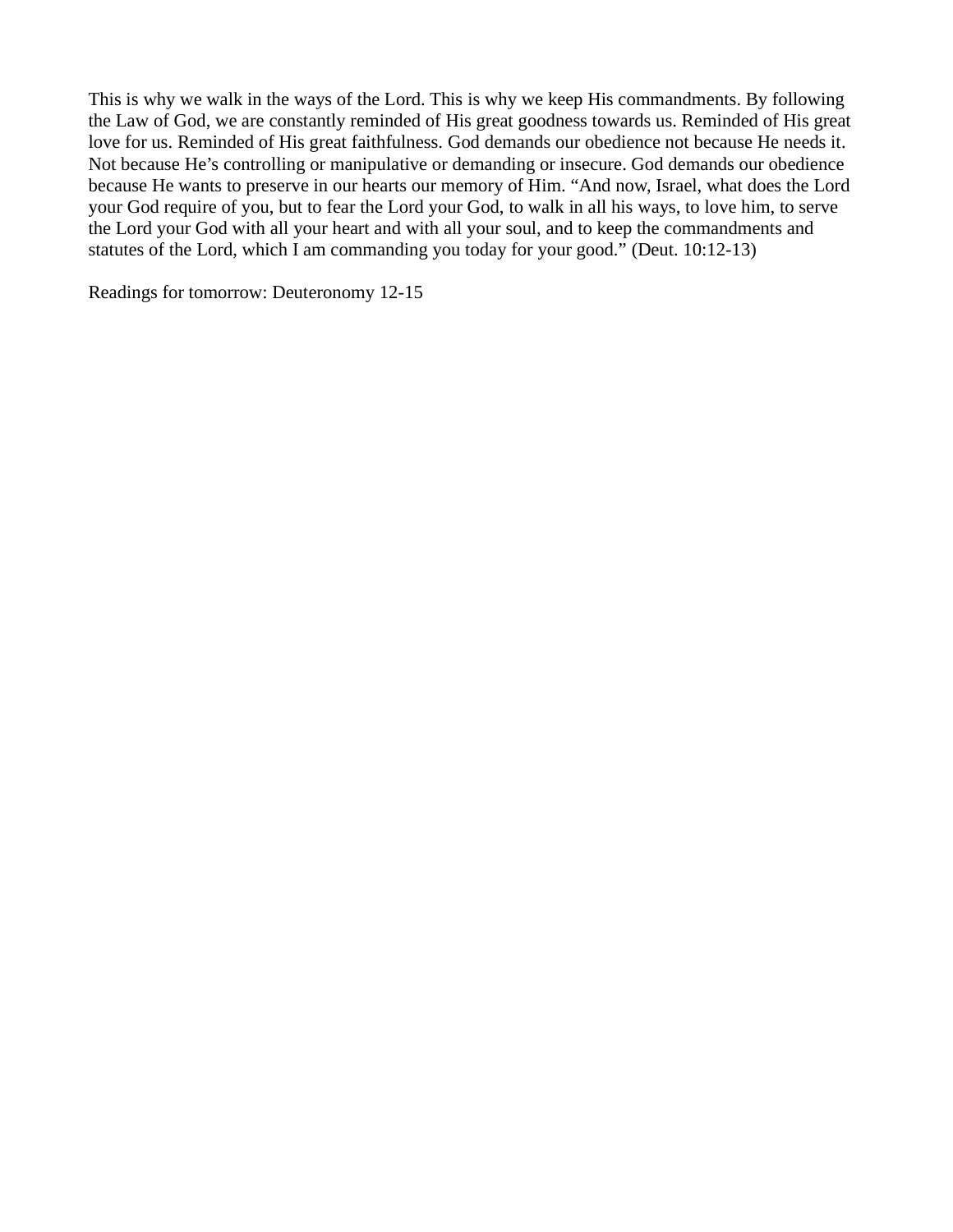This is why we walk in the ways of the Lord. This is why we keep His commandments. By following the Law of God, we are constantly reminded of His great goodness towards us. Reminded of His great love for us. Reminded of His great faithfulness. God demands our obedience not because He needs it. Not because He's controlling or manipulative or demanding or insecure. God demands our obedience because He wants to preserve in our hearts our memory of Him. "And now, Israel, what does the Lord your God require of you, but to fear the Lord your God, to walk in all his ways, to love him, to serve the Lord your God with all your heart and with all your soul, and to keep the commandments and statutes of the Lord, which I am commanding you today for your good." (Deut. 10:12-13)

Readings for tomorrow: Deuteronomy 12-15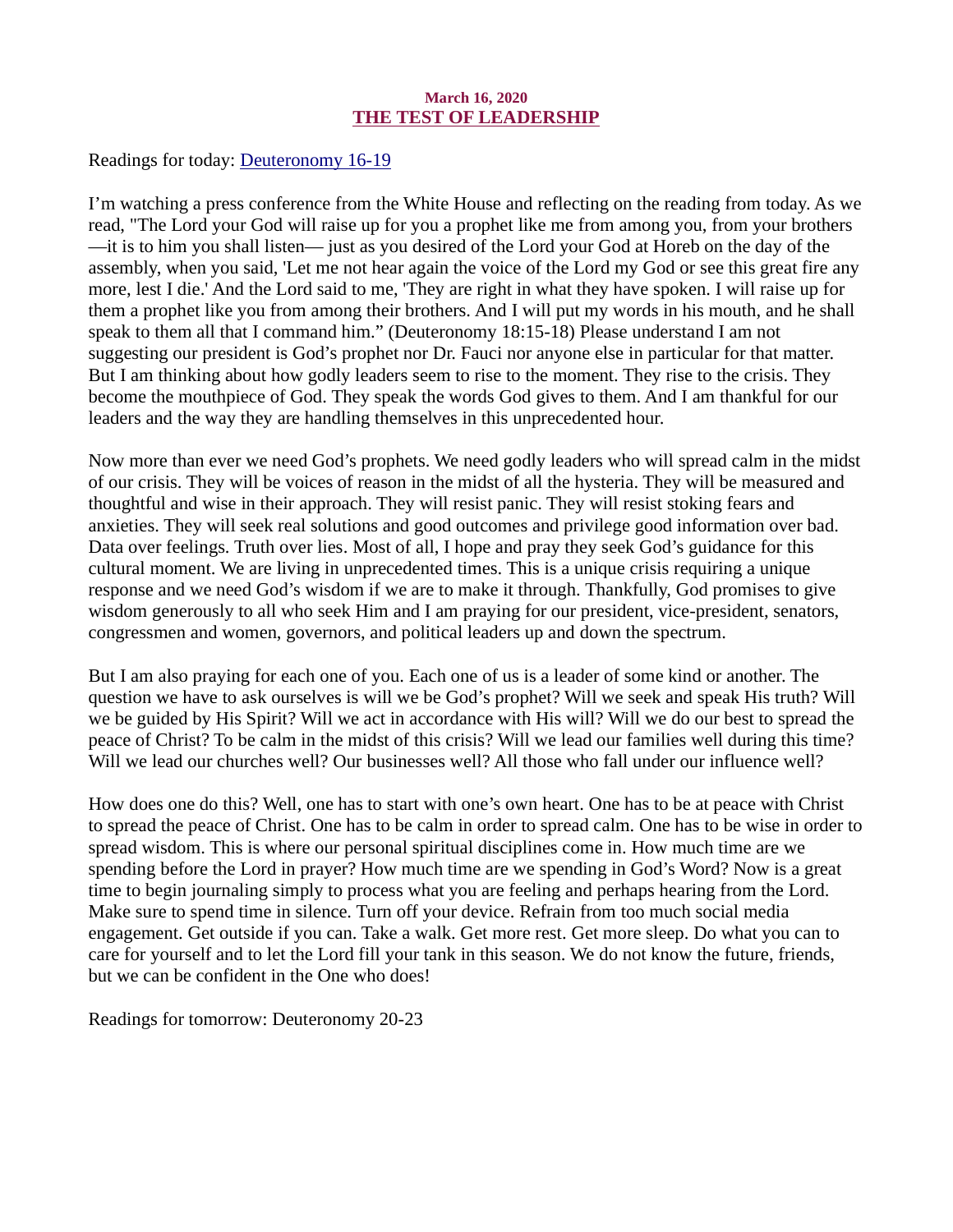**March 16, 2020**

# THE TEST OF LEADERSHIP

Readings for today: Deuteronomy 16-19

I'm watching a press conference from the White House and reflecting on the reading from today. As we read, "The Lord your God will raise up for you a prophet like me from among you, from your brothers —it is to him you shall listen— just as you desired of the Lord your God at Horeb on the day of the assembly, when you said, 'Let me not hear again the voice of the Lord my God or see this great fire any more, lest I die.' And the Lord said to me, 'They are right in what they have spoken. I will raise up for them a prophet like you from among their brothers. And I will put my words in his mouth, and he shall speak to them all that I command him." (Deuteronomy 18:15-18) Please understand I am not suggesting our president is God's prophet nor Dr. Fauci nor anyone else in particular for that matter. But I am thinking about how godly leaders seem to rise to the moment. They rise to the crisis. They become the mouthpiece of God. They speak the words God gives to them. And I am thankful for our leaders and the way they are handling themselves in this unprecedented hour.

Now more than ever we need God's prophets. We need godly leaders who will spread calm in the midst of our crisis. They will be voices of reason in the midst of all the hysteria. They will be measured and thoughtful and wise in their approach. They will resist panic. They will resist stoking fears and anxieties. They will seek real solutions and good outcomes and privilege good information over bad. Data over feelings. Truth over lies. Most of all, I hope and pray they seek God's guidance for this cultural moment. We are living in unprecedented times. This is a unique crisis requiring a unique response and we need God's wisdom if we are to make it through. Thankfully, God promises to give wisdom generously to all who seek Him and I am praying for our president, vice-president, senators, congressmen and women, governors, and political leaders up and down the spectrum.

But I am also praying for each one of you. Each one of us is a leader of some kind or another. The question we have to ask ourselves is will we be God's prophet? Will we seek and speak His truth? Will we be guided by His Spirit? Will we act in accordance with His will? Will we do our best to spread the peace of Christ? To be calm in the midst of this crisis? Will we lead our families well during this time? Will we lead our churches well? Our businesses well? All those who fall under our influence well?

How does one do this? Well, one has to start with one's own heart. One has to be at peace with Christ to spread the peace of Christ. One has to be calm in order to spread calm. One has to be wise in order to spread wisdom. This is where our personal spiritual disciplines come in. How much time are we spending before the Lord in prayer? How much time are we spending in God's Word? Now is a great time to begin journaling simply to process what you are feeling and perhaps hearing from the Lord. Make sure to spend time in silence. Turn off your device. Refrain from too much social media engagement. Get outside if you can. Take a walk. Get more rest. Get more sleep. Do what you can to care for yourself and to let the Lord fill your tank in this season. We do not know the future, friends, but we can be confident in the One who does!

Readings for tomorrow: Deuteronomy 20-23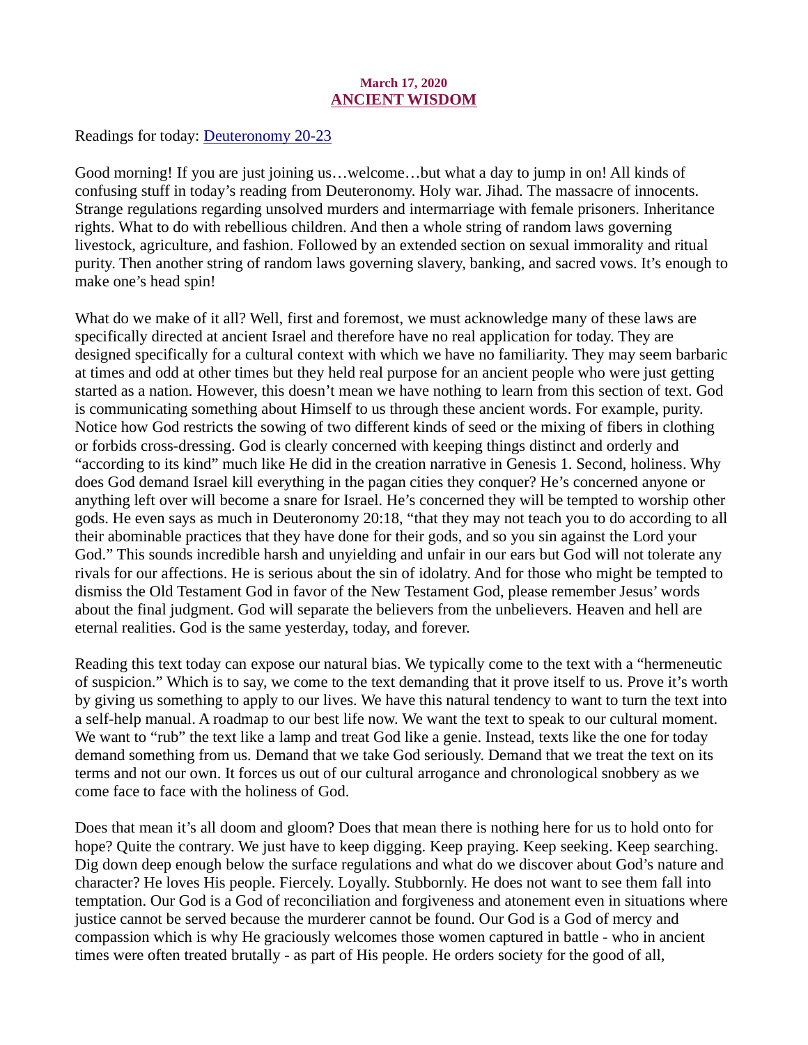March 17, 2020

## [ANCIENT WISDOM]

Readings for today: [Deuteronomy 20-23]

Good morning! If you are just joining us…welcome…but what a day to jump in on! All kinds of confusing stuff in today's reading from Deuteronomy. Holy war. Jihad. The massacre of innocents. Strange regulations regarding unsolved murders and intermarriage with female prisoners. Inheritance rights. What to do with rebellious children. And then a whole string of random laws governing livestock, agriculture, and fashion. Followed by an extended section on sexual immorality and ritual purity. Then another string of random laws governing slavery, banking, and sacred vows. It's enough to make one's head spin!

What do we make of it all? Well, first and foremost, we must acknowledge many of these laws are specifically directed at ancient Israel and therefore have no real application for today. They are designed specifically for a cultural context with which we have no familiarity. They may seem barbaric at times and odd at other times but they held real purpose for an ancient people who were just getting started as a nation. However, this doesn't mean we have nothing to learn from this section of text. God is communicating something about Himself to us through these ancient words. For example, purity. Notice how God restricts the sowing of two different kinds of seed or the mixing of fibers in clothing or forbids cross-dressing. God is clearly concerned with keeping things distinct and orderly and "according to its kind" much like He did in the creation narrative in Genesis 1. Second, holiness. Why does God demand Israel kill everything in the pagan cities they conquer? He's concerned anyone or anything left over will become a snare for Israel. He's concerned they will be tempted to worship other gods. He even says as much in Deuteronomy 20:18, "that they may not teach you to do according to all their abominable practices that they have done for their gods, and so you sin against the Lord your God." This sounds incredible harsh and unyielding and unfair in our ears but God will not tolerate any rivals for our affections. He is serious about the sin of idolatry. And for those who might be tempted to dismiss the Old Testament God in favor of the New Testament God, please remember Jesus' words about the final judgment. God will separate the believers from the unbelievers. Heaven and hell are eternal realities. God is the same yesterday, today, and forever.

Reading this text today can expose our natural bias. We typically come to the text with a "hermeneutic of suspicion." Which is to say, we come to the text demanding that it prove itself to us. Prove it's worth by giving us something to apply to our lives. We have this natural tendency to want to turn the text into a self-help manual. A roadmap to our best life now. We want the text to speak to our cultural moment. We want to "rub" the text like a lamp and treat God like a genie. Instead, texts like the one for today demand something from us. Demand that we take God seriously. Demand that we treat the text on its terms and not our own. It forces us out of our cultural arrogance and chronological snobbery as we come face to face with the holiness of God.

Does that mean it's all doom and gloom? Does that mean there is nothing here for us to hold onto for hope? Quite the contrary. We just have to keep digging. Keep praying. Keep seeking. Keep searching. Dig down deep enough below the surface regulations and what do we discover about God's nature and character? He loves His people. Fiercely. Loyally. Stubbornly. He does not want to see them fall into temptation. Our God is a God of reconciliation and forgiveness and atonement even in situations where justice cannot be served because the murderer cannot be found. Our God is a God of mercy and compassion which is why He graciously welcomes those women captured in battle - who in ancient times were often treated brutally - as part of His people. He orders society for the good of all,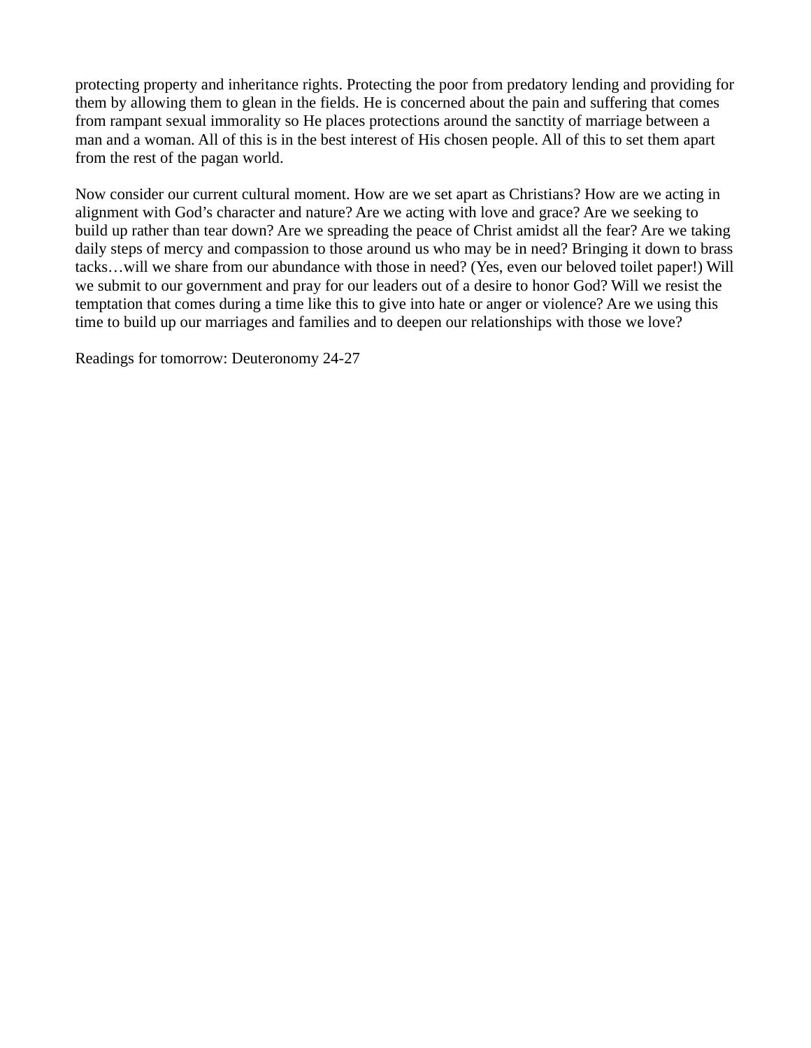protecting property and inheritance rights. Protecting the poor from predatory lending and providing for them by allowing them to glean in the fields. He is concerned about the pain and suffering that comes from rampant sexual immorality so He places protections around the sanctity of marriage between a man and a woman. All of this is in the best interest of His chosen people. All of this to set them apart from the rest of the pagan world.

Now consider our current cultural moment. How are we set apart as Christians? How are we acting in alignment with God's character and nature? Are we acting with love and grace? Are we seeking to build up rather than tear down? Are we spreading the peace of Christ amidst all the fear? Are we taking daily steps of mercy and compassion to those around us who may be in need? Bringing it down to brass tacks…will we share from our abundance with those in need? (Yes, even our beloved toilet paper!) Will we submit to our government and pray for our leaders out of a desire to honor God? Will we resist the temptation that comes during a time like this to give into hate or anger or violence? Are we using this time to build up our marriages and families and to deepen our relationships with those we love?

Readings for tomorrow: Deuteronomy 24-27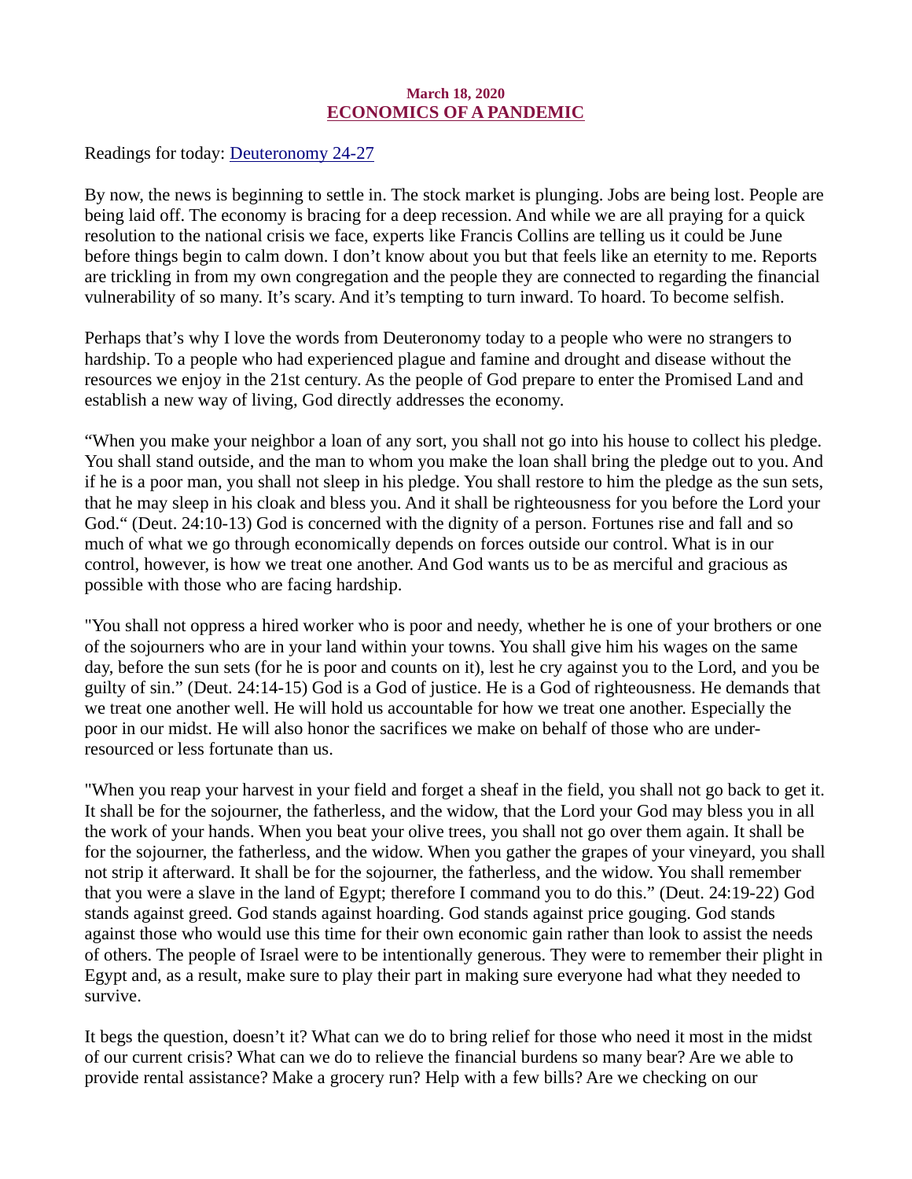March 18, 2020

# ECONOMICS OF A PANDEMIC

Readings for today: Deuteronomy 24-27

By now, the news is beginning to settle in. The stock market is plunging. Jobs are being lost. People are being laid off. The economy is bracing for a deep recession. And while we are all praying for a quick resolution to the national crisis we face, experts like Francis Collins are telling us it could be June before things begin to calm down. I don't know about you but that feels like an eternity to me. Reports are trickling in from my own congregation and the people they are connected to regarding the financial vulnerability of so many. It's scary. And it's tempting to turn inward. To hoard. To become selfish.

Perhaps that's why I love the words from Deuteronomy today to a people who were no strangers to hardship. To a people who had experienced plague and famine and drought and disease without the resources we enjoy in the 21st century. As the people of God prepare to enter the Promised Land and establish a new way of living, God directly addresses the economy.

"When you make your neighbor a loan of any sort, you shall not go into his house to collect his pledge. You shall stand outside, and the man to whom you make the loan shall bring the pledge out to you. And if he is a poor man, you shall not sleep in his pledge. You shall restore to him the pledge as the sun sets, that he may sleep in his cloak and bless you. And it shall be righteousness for you before the Lord your God." (Deut. 24:10-13) God is concerned with the dignity of a person. Fortunes rise and fall and so much of what we go through economically depends on forces outside our control. What is in our control, however, is how we treat one another. And God wants us to be as merciful and gracious as possible with those who are facing hardship.

"You shall not oppress a hired worker who is poor and needy, whether he is one of your brothers or one of the sojourners who are in your land within your towns. You shall give him his wages on the same day, before the sun sets (for he is poor and counts on it), lest he cry against you to the Lord, and you be guilty of sin." (Deut. 24:14-15) God is a God of justice. He is a God of righteousness. He demands that we treat one another well. He will hold us accountable for how we treat one another. Especially the poor in our midst. He will also honor the sacrifices we make on behalf of those who are under-resourced or less fortunate than us.

"When you reap your harvest in your field and forget a sheaf in the field, you shall not go back to get it. It shall be for the sojourner, the fatherless, and the widow, that the Lord your God may bless you in all the work of your hands. When you beat your olive trees, you shall not go over them again. It shall be for the sojourner, the fatherless, and the widow. When you gather the grapes of your vineyard, you shall not strip it afterward. It shall be for the sojourner, the fatherless, and the widow. You shall remember that you were a slave in the land of Egypt; therefore I command you to do this." (Deut. 24:19-22) God stands against greed. God stands against hoarding. God stands against price gouging. God stands against those who would use this time for their own economic gain rather than look to assist the needs of others. The people of Israel were to be intentionally generous. They were to remember their plight in Egypt and, as a result, make sure to play their part in making sure everyone had what they needed to survive.

It begs the question, doesn't it? What can we do to bring relief for those who need it most in the midst of our current crisis? What can we do to relieve the financial burdens so many bear? Are we able to provide rental assistance? Make a grocery run? Help with a few bills? Are we checking on our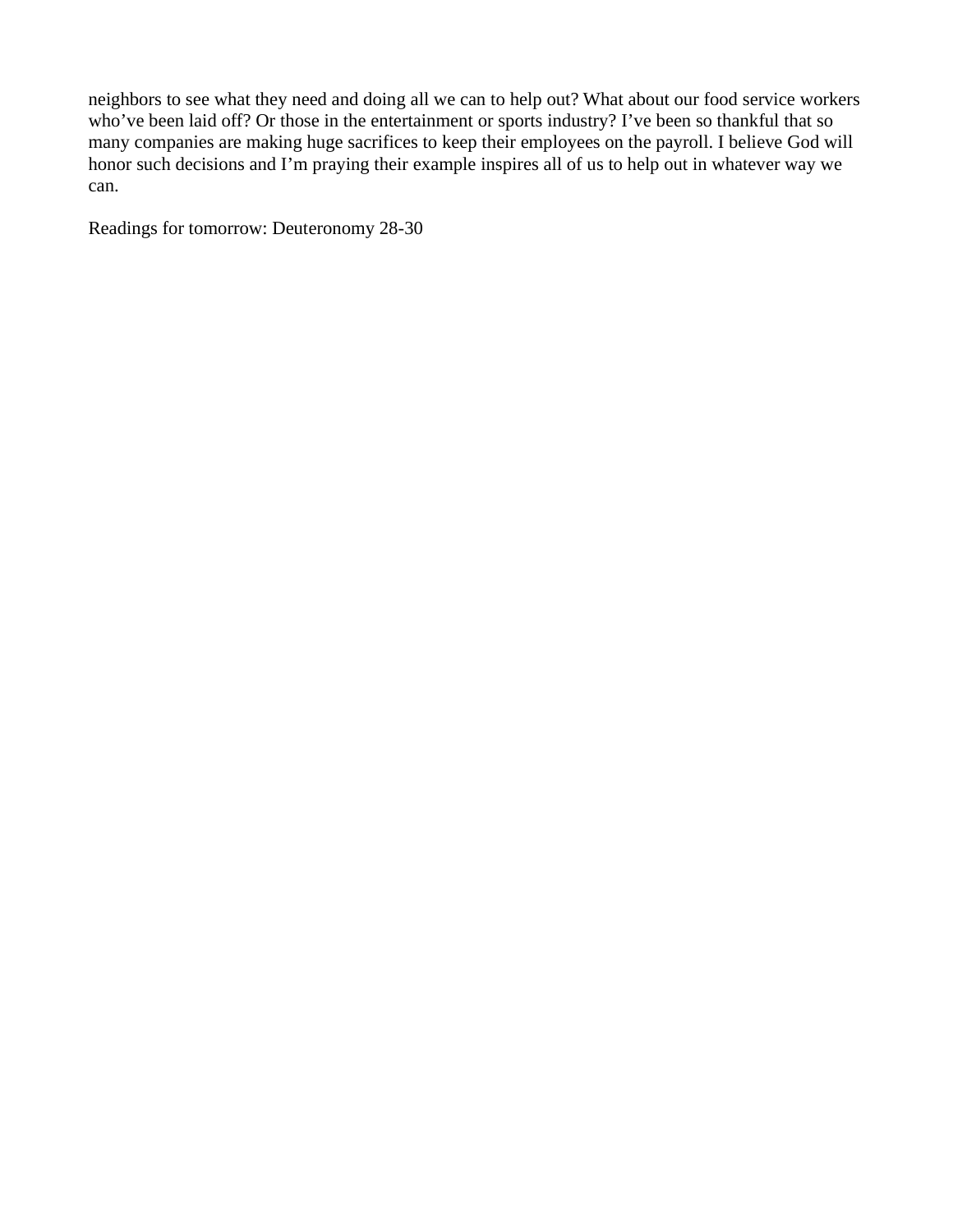neighbors to see what they need and doing all we can to help out? What about our food service workers who’ve been laid off? Or those in the entertainment or sports industry? I’ve been so thankful that so many companies are making huge sacrifices to keep their employees on the payroll. I believe God will honor such decisions and I’m praying their example inspires all of us to help out in whatever way we can.

Readings for tomorrow: Deuteronomy 28-30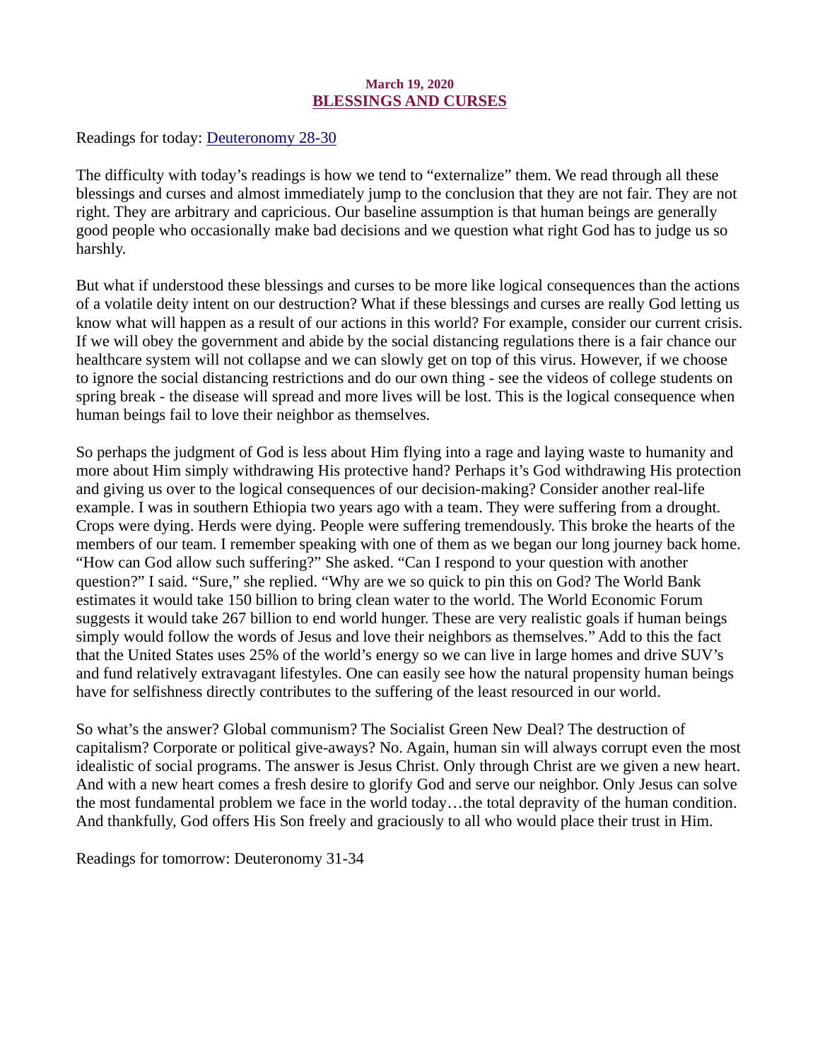**March 19, 2020**

# BLESSINGS AND CURSES

Readings for today: [Deuteronomy 28-30]()

The difficulty with today's readings is how we tend to "externalize" them. We read through all these blessings and curses and almost immediately jump to the conclusion that they are not fair. They are not right. They are arbitrary and capricious. Our baseline assumption is that human beings are generally good people who occasionally make bad decisions and we question what right God has to judge us so harshly.

But what if understood these blessings and curses to be more like logical consequences than the actions of a volatile deity intent on our destruction? What if these blessings and curses are really God letting us know what will happen as a result of our actions in this world? For example, consider our current crisis. If we will obey the government and abide by the social distancing regulations there is a fair chance our healthcare system will not collapse and we can slowly get on top of this virus. However, if we choose to ignore the social distancing restrictions and do our own thing - see the videos of college students on spring break - the disease will spread and more lives will be lost. This is the logical consequence when human beings fail to love their neighbor as themselves.

So perhaps the judgment of God is less about Him flying into a rage and laying waste to humanity and more about Him simply withdrawing His protective hand? Perhaps it's God withdrawing His protection and giving us over to the logical consequences of our decision-making? Consider another real-life example. I was in southern Ethiopia two years ago with a team. They were suffering from a drought. Crops were dying. Herds were dying. People were suffering tremendously. This broke the hearts of the members of our team. I remember speaking with one of them as we began our long journey back home. "How can God allow such suffering?" She asked. "Can I respond to your question with another question?" I said. "Sure," she replied. "Why are we so quick to pin this on God? The World Bank estimates it would take 150 billion to bring clean water to the world. The World Economic Forum suggests it would take 267 billion to end world hunger. These are very realistic goals if human beings simply would follow the words of Jesus and love their neighbors as themselves." Add to this the fact that the United States uses 25% of the world's energy so we can live in large homes and drive SUV's and fund relatively extravagant lifestyles. One can easily see how the natural propensity human beings have for selfishness directly contributes to the suffering of the least resourced in our world.

So what's the answer? Global communism? The Socialist Green New Deal? The destruction of capitalism? Corporate or political give-aways? No. Again, human sin will always corrupt even the most idealistic of social programs. The answer is Jesus Christ. Only through Christ are we given a new heart. And with a new heart comes a fresh desire to glorify God and serve our neighbor. Only Jesus can solve the most fundamental problem we face in the world today…the total depravity of the human condition. And thankfully, God offers His Son freely and graciously to all who would place their trust in Him.

Readings for tomorrow: Deuteronomy 31-34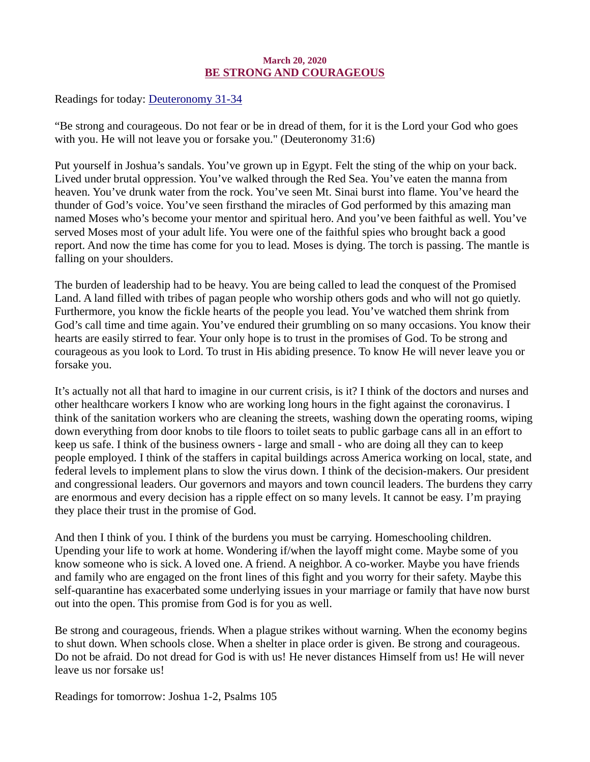March 20, 2020

# BE STRONG AND COURAGEOUS

Readings for today: [Deuteronomy 31-34]

"Be strong and courageous. Do not fear or be in dread of them, for it is the Lord your God who goes with you. He will not leave you or forsake you." (Deuteronomy 31:6)

Put yourself in Joshua's sandals. You've grown up in Egypt. Felt the sting of the whip on your back. Lived under brutal oppression. You've walked through the Red Sea. You've eaten the manna from heaven. You've drunk water from the rock. You've seen Mt. Sinai burst into flame. You've heard the thunder of God's voice. You've seen firsthand the miracles of God performed by this amazing man named Moses who's become your mentor and spiritual hero. And you've been faithful as well. You've served Moses most of your adult life. You were one of the faithful spies who brought back a good report. And now the time has come for you to lead. Moses is dying. The torch is passing. The mantle is falling on your shoulders.

The burden of leadership had to be heavy. You are being called to lead the conquest of the Promised Land. A land filled with tribes of pagan people who worship others gods and who will not go quietly. Furthermore, you know the fickle hearts of the people you lead. You've watched them shrink from God's call time and time again. You've endured their grumbling on so many occasions. You know their hearts are easily stirred to fear. Your only hope is to trust in the promises of God. To be strong and courageous as you look to Lord. To trust in His abiding presence. To know He will never leave you or forsake you.

It's actually not all that hard to imagine in our current crisis, is it? I think of the doctors and nurses and other healthcare workers I know who are working long hours in the fight against the coronavirus. I think of the sanitation workers who are cleaning the streets, washing down the operating rooms, wiping down everything from door knobs to tile floors to toilet seats to public garbage cans all in an effort to keep us safe. I think of the business owners - large and small - who are doing all they can to keep people employed. I think of the staffers in capital buildings across America working on local, state, and federal levels to implement plans to slow the virus down. I think of the decision-makers. Our president and congressional leaders. Our governors and mayors and town council leaders. The burdens they carry are enormous and every decision has a ripple effect on so many levels. It cannot be easy. I'm praying they place their trust in the promise of God.

And then I think of you. I think of the burdens you must be carrying. Homeschooling children. Upending your life to work at home. Wondering if/when the layoff might come. Maybe some of you know someone who is sick. A loved one. A friend. A neighbor. A co-worker. Maybe you have friends and family who are engaged on the front lines of this fight and you worry for their safety. Maybe this self-quarantine has exacerbated some underlying issues in your marriage or family that have now burst out into the open. This promise from God is for you as well.

Be strong and courageous, friends. When a plague strikes without warning. When the economy begins to shut down. When schools close. When a shelter in place order is given. Be strong and courageous. Do not be afraid. Do not dread for God is with us! He never distances Himself from us! He will never leave us nor forsake us!

Readings for tomorrow: Joshua 1-2, Psalms 105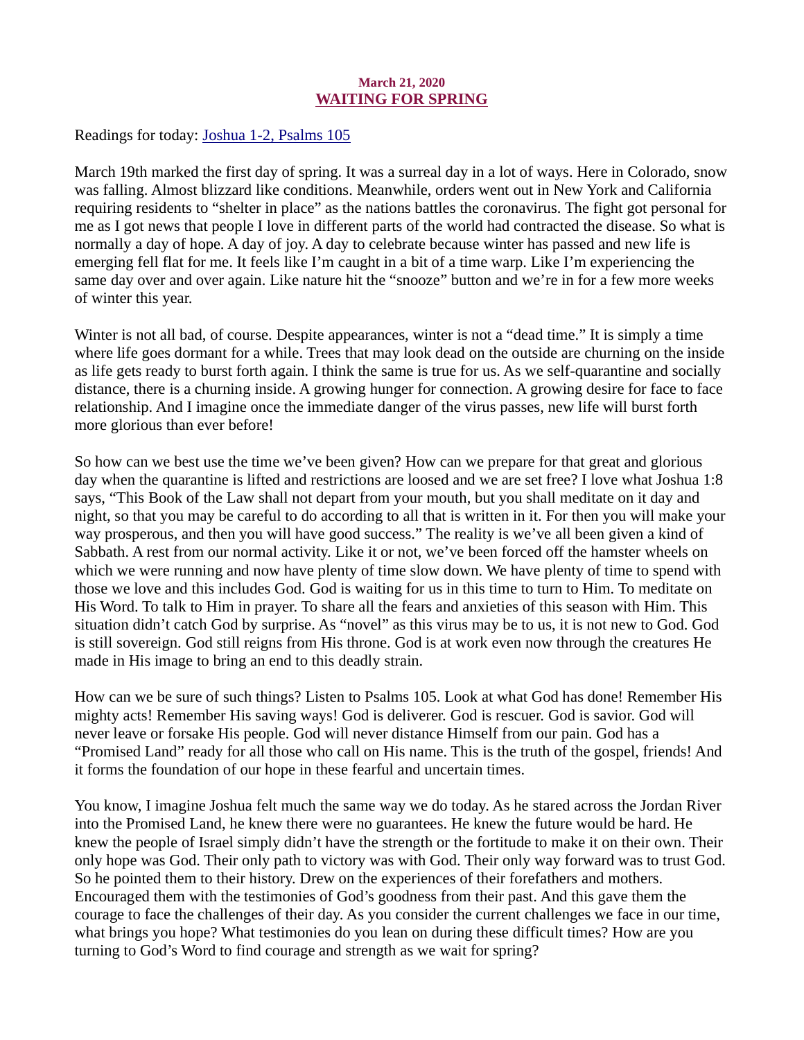March 21, 2020

# WAITING FOR SPRING

Readings for today: [Joshua 1-2, Psalms 105]

March 19th marked the first day of spring. It was a surreal day in a lot of ways. Here in Colorado, snow was falling. Almost blizzard like conditions. Meanwhile, orders went out in New York and California requiring residents to "shelter in place" as the nations battles the coronavirus. The fight got personal for me as I got news that people I love in different parts of the world had contracted the disease. So what is normally a day of hope. A day of joy. A day to celebrate because winter has passed and new life is emerging fell flat for me. It feels like I'm caught in a bit of a time warp. Like I'm experiencing the same day over and over again. Like nature hit the "snooze" button and we're in for a few more weeks of winter this year.

Winter is not all bad, of course. Despite appearances, winter is not a "dead time." It is simply a time where life goes dormant for a while. Trees that may look dead on the outside are churning on the inside as life gets ready to burst forth again. I think the same is true for us. As we self-quarantine and socially distance, there is a churning inside. A growing hunger for connection. A growing desire for face to face relationship. And I imagine once the immediate danger of the virus passes, new life will burst forth more glorious than ever before!

So how can we best use the time we've been given? How can we prepare for that great and glorious day when the quarantine is lifted and restrictions are loosed and we are set free? I love what Joshua 1:8 says, "This Book of the Law shall not depart from your mouth, but you shall meditate on it day and night, so that you may be careful to do according to all that is written in it. For then you will make your way prosperous, and then you will have good success." The reality is we've all been given a kind of Sabbath. A rest from our normal activity. Like it or not, we've been forced off the hamster wheels on which we were running and now have plenty of time slow down. We have plenty of time to spend with those we love and this includes God. God is waiting for us in this time to turn to Him. To meditate on His Word. To talk to Him in prayer. To share all the fears and anxieties of this season with Him. This situation didn't catch God by surprise. As "novel" as this virus may be to us, it is not new to God. God is still sovereign. God still reigns from His throne. God is at work even now through the creatures He made in His image to bring an end to this deadly strain.

How can we be sure of such things? Listen to Psalms 105. Look at what God has done! Remember His mighty acts! Remember His saving ways! God is deliverer. God is rescuer. God is savior. God will never leave or forsake His people. God will never distance Himself from our pain. God has a "Promised Land" ready for all those who call on His name. This is the truth of the gospel, friends! And it forms the foundation of our hope in these fearful and uncertain times.

You know, I imagine Joshua felt much the same way we do today. As he stared across the Jordan River into the Promised Land, he knew there were no guarantees. He knew the future would be hard. He knew the people of Israel simply didn't have the strength or the fortitude to make it on their own. Their only hope was God. Their only path to victory was with God. Their only way forward was to trust God. So he pointed them to their history. Drew on the experiences of their forefathers and mothers. Encouraged them with the testimonies of God's goodness from their past. And this gave them the courage to face the challenges of their day. As you consider the current challenges we face in our time, what brings you hope? What testimonies do you lean on during these difficult times? How are you turning to God's Word to find courage and strength as we wait for spring?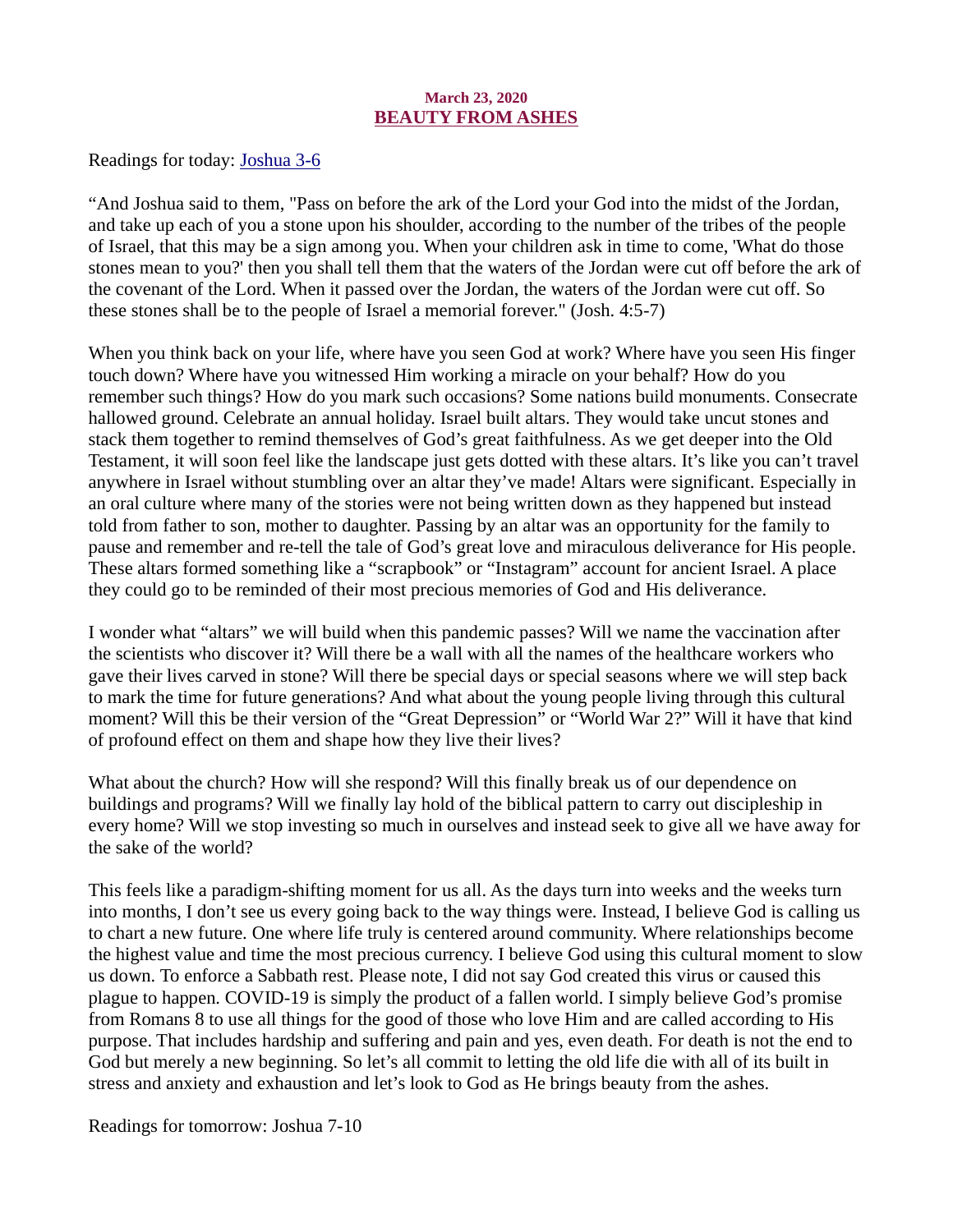**March 23, 2020**

## BEAUTY FROM ASHES

Readings for today: Joshua 3-6

"And Joshua said to them, "Pass on before the ark of the Lord your God into the midst of the Jordan, and take up each of you a stone upon his shoulder, according to the number of the tribes of the people of Israel, that this may be a sign among you. When your children ask in time to come, 'What do those stones mean to you?' then you shall tell them that the waters of the Jordan were cut off before the ark of the covenant of the Lord. When it passed over the Jordan, the waters of the Jordan were cut off. So these stones shall be to the people of Israel a memorial forever." (Josh. 4:5-7)

When you think back on your life, where have you seen God at work? Where have you seen His finger touch down? Where have you witnessed Him working a miracle on your behalf? How do you remember such things? How do you mark such occasions? Some nations build monuments. Consecrate hallowed ground. Celebrate an annual holiday. Israel built altars. They would take uncut stones and stack them together to remind themselves of God's great faithfulness. As we get deeper into the Old Testament, it will soon feel like the landscape just gets dotted with these altars. It's like you can't travel anywhere in Israel without stumbling over an altar they've made! Altars were significant. Especially in an oral culture where many of the stories were not being written down as they happened but instead told from father to son, mother to daughter. Passing by an altar was an opportunity for the family to pause and remember and re-tell the tale of God's great love and miraculous deliverance for His people. These altars formed something like a "scrapbook" or "Instagram" account for ancient Israel. A place they could go to be reminded of their most precious memories of God and His deliverance.

I wonder what "altars" we will build when this pandemic passes? Will we name the vaccination after the scientists who discover it? Will there be a wall with all the names of the healthcare workers who gave their lives carved in stone? Will there be special days or special seasons where we will step back to mark the time for future generations? And what about the young people living through this cultural moment? Will this be their version of the "Great Depression" or "World War 2?" Will it have that kind of profound effect on them and shape how they live their lives?

What about the church? How will she respond? Will this finally break us of our dependence on buildings and programs? Will we finally lay hold of the biblical pattern to carry out discipleship in every home? Will we stop investing so much in ourselves and instead seek to give all we have away for the sake of the world?

This feels like a paradigm-shifting moment for us all. As the days turn into weeks and the weeks turn into months, I don't see us every going back to the way things were. Instead, I believe God is calling us to chart a new future. One where life truly is centered around community. Where relationships become the highest value and time the most precious currency. I believe God using this cultural moment to slow us down. To enforce a Sabbath rest. Please note, I did not say God created this virus or caused this plague to happen. COVID-19 is simply the product of a fallen world. I simply believe God's promise from Romans 8 to use all things for the good of those who love Him and are called according to His purpose. That includes hardship and suffering and pain and yes, even death. For death is not the end to God but merely a new beginning. So let's all commit to letting the old life die with all of its built in stress and anxiety and exhaustion and let's look to God as He brings beauty from the ashes.

Readings for tomorrow: Joshua 7-10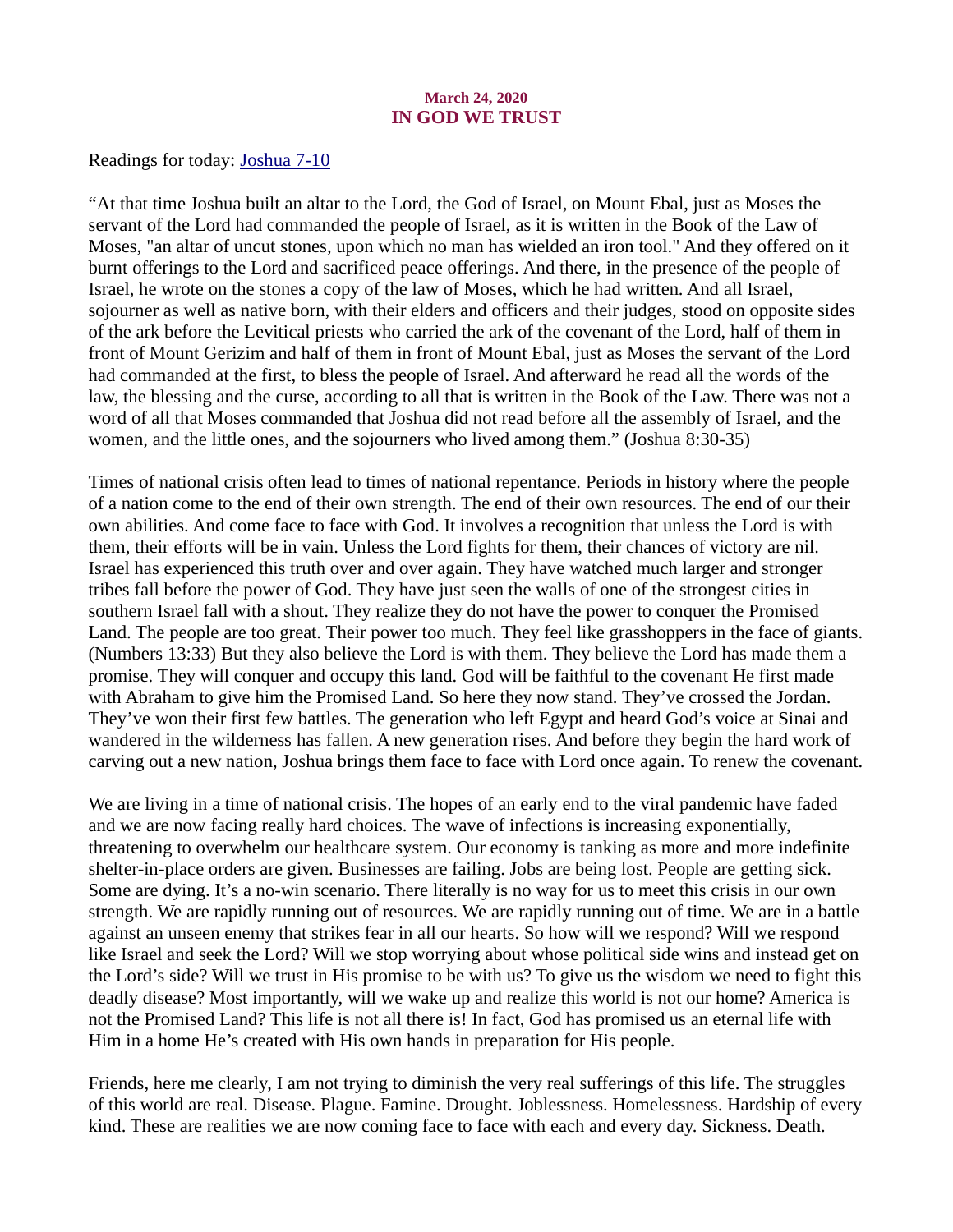**March 24, 2020**

## IN GOD WE TRUST

Readings for today: Joshua 7-10

"At that time Joshua built an altar to the Lord, the God of Israel, on Mount Ebal, just as Moses the servant of the Lord had commanded the people of Israel, as it is written in the Book of the Law of Moses, "an altar of uncut stones, upon which no man has wielded an iron tool." And they offered on it burnt offerings to the Lord and sacrificed peace offerings. And there, in the presence of the people of Israel, he wrote on the stones a copy of the law of Moses, which he had written. And all Israel, sojourner as well as native born, with their elders and officers and their judges, stood on opposite sides of the ark before the Levitical priests who carried the ark of the covenant of the Lord, half of them in front of Mount Gerizim and half of them in front of Mount Ebal, just as Moses the servant of the Lord had commanded at the first, to bless the people of Israel. And afterward he read all the words of the law, the blessing and the curse, according to all that is written in the Book of the Law. There was not a word of all that Moses commanded that Joshua did not read before all the assembly of Israel, and the women, and the little ones, and the sojourners who lived among them." (Joshua 8:30-35)

Times of national crisis often lead to times of national repentance. Periods in history where the people of a nation come to the end of their own strength. The end of their own resources. The end of our their own abilities. And come face to face with God. It involves a recognition that unless the Lord is with them, their efforts will be in vain. Unless the Lord fights for them, their chances of victory are nil. Israel has experienced this truth over and over again. They have watched much larger and stronger tribes fall before the power of God. They have just seen the walls of one of the strongest cities in southern Israel fall with a shout. They realize they do not have the power to conquer the Promised Land. The people are too great. Their power too much. They feel like grasshoppers in the face of giants. (Numbers 13:33) But they also believe the Lord is with them. They believe the Lord has made them a promise. They will conquer and occupy this land. God will be faithful to the covenant He first made with Abraham to give him the Promised Land. So here they now stand. They've crossed the Jordan. They've won their first few battles. The generation who left Egypt and heard God's voice at Sinai and wandered in the wilderness has fallen. A new generation rises. And before they begin the hard work of carving out a new nation, Joshua brings them face to face with Lord once again. To renew the covenant.

We are living in a time of national crisis. The hopes of an early end to the viral pandemic have faded and we are now facing really hard choices. The wave of infections is increasing exponentially, threatening to overwhelm our healthcare system. Our economy is tanking as more and more indefinite shelter-in-place orders are given. Businesses are failing. Jobs are being lost. People are getting sick. Some are dying. It's a no-win scenario. There literally is no way for us to meet this crisis in our own strength. We are rapidly running out of resources. We are rapidly running out of time. We are in a battle against an unseen enemy that strikes fear in all our hearts. So how will we respond? Will we respond like Israel and seek the Lord? Will we stop worrying about whose political side wins and instead get on the Lord's side? Will we trust in His promise to be with us? To give us the wisdom we need to fight this deadly disease? Most importantly, will we wake up and realize this world is not our home? America is not the Promised Land? This life is not all there is! In fact, God has promised us an eternal life with Him in a home He's created with His own hands in preparation for His people.

Friends, here me clearly, I am not trying to diminish the very real sufferings of this life. The struggles of this world are real. Disease. Plague. Famine. Drought. Joblessness. Homelessness. Hardship of every kind. These are realities we are now coming face to face with each and every day. Sickness. Death.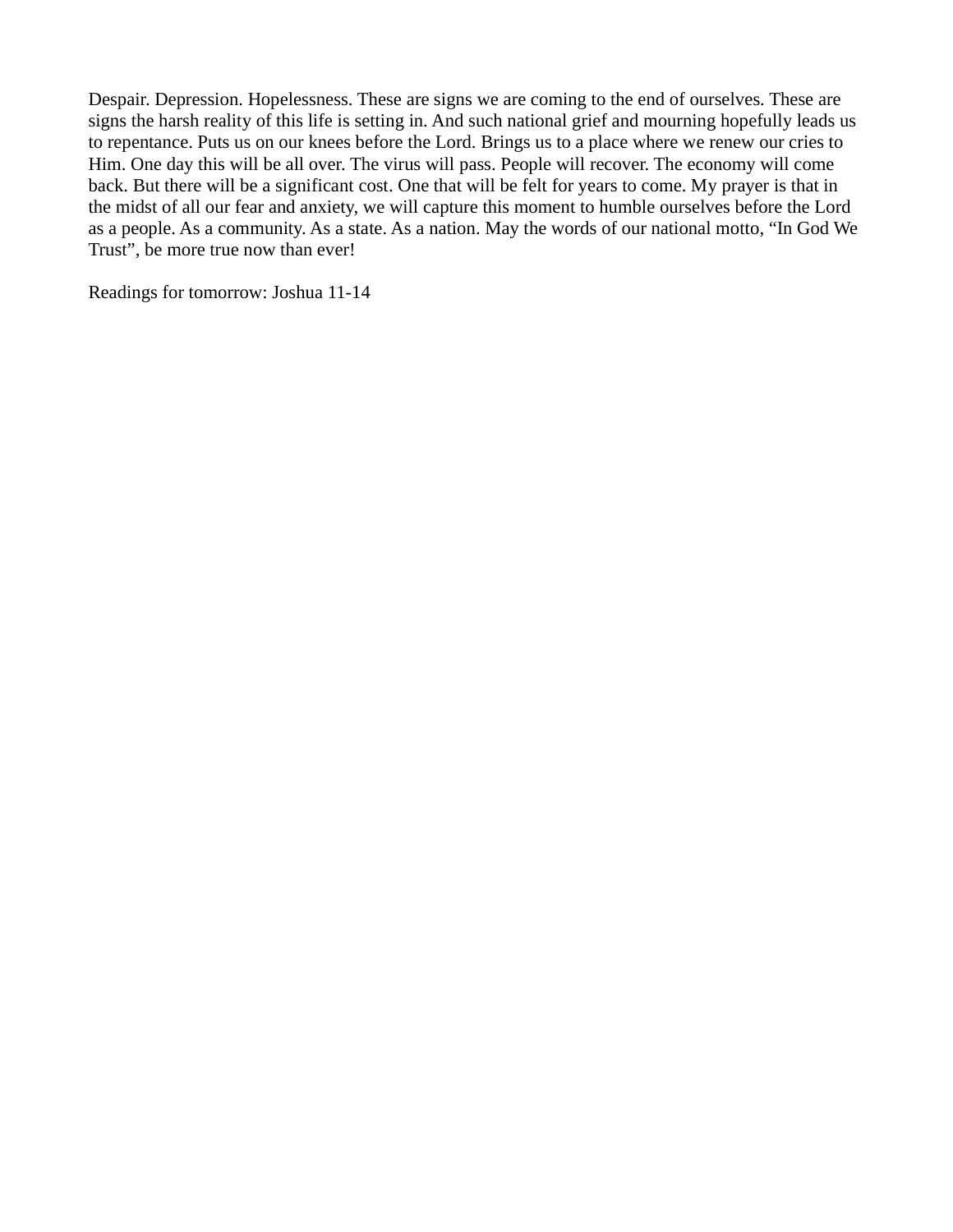Despair. Depression. Hopelessness. These are signs we are coming to the end of ourselves. These are signs the harsh reality of this life is setting in. And such national grief and mourning hopefully leads us to repentance. Puts us on our knees before the Lord. Brings us to a place where we renew our cries to Him. One day this will be all over. The virus will pass. People will recover. The economy will come back. But there will be a significant cost. One that will be felt for years to come. My prayer is that in the midst of all our fear and anxiety, we will capture this moment to humble ourselves before the Lord as a people. As a community. As a state. As a nation. May the words of our national motto, "In God We Trust", be more true now than ever!

Readings for tomorrow: Joshua 11-14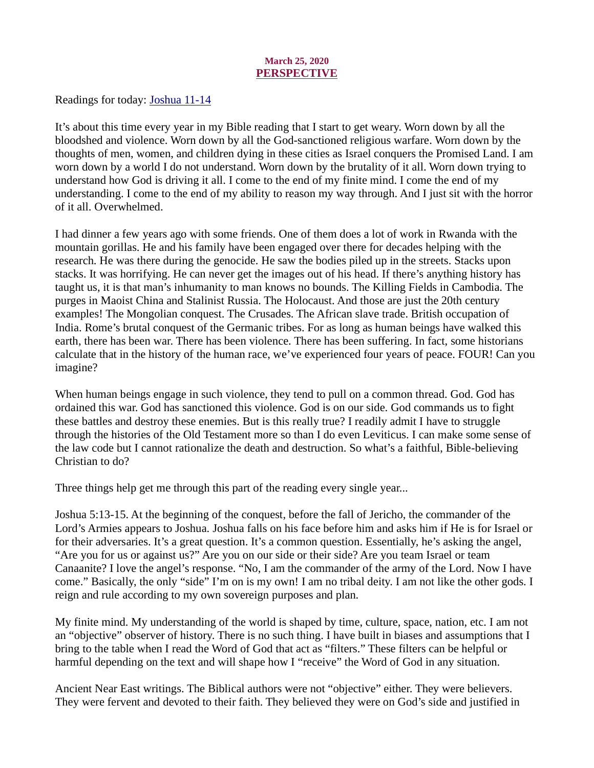March 25, 2020

## PERSPECTIVE

Readings for today: Joshua 11-14

It's about this time every year in my Bible reading that I start to get weary. Worn down by all the bloodshed and violence. Worn down by all the God-sanctioned religious warfare. Worn down by the thoughts of men, women, and children dying in these cities as Israel conquers the Promised Land. I am worn down by a world I do not understand. Worn down by the brutality of it all. Worn down trying to understand how God is driving it all. I come to the end of my finite mind. I come the end of my understanding. I come to the end of my ability to reason my way through. And I just sit with the horror of it all. Overwhelmed.

I had dinner a few years ago with some friends. One of them does a lot of work in Rwanda with the mountain gorillas. He and his family have been engaged over there for decades helping with the research. He was there during the genocide. He saw the bodies piled up in the streets. Stacks upon stacks. It was horrifying. He can never get the images out of his head. If there's anything history has taught us, it is that man's inhumanity to man knows no bounds. The Killing Fields in Cambodia. The purges in Maoist China and Stalinist Russia. The Holocaust. And those are just the 20th century examples! The Mongolian conquest. The Crusades. The African slave trade. British occupation of India. Rome's brutal conquest of the Germanic tribes. For as long as human beings have walked this earth, there has been war. There has been violence. There has been suffering. In fact, some historians calculate that in the history of the human race, we've experienced four years of peace. FOUR! Can you imagine?

When human beings engage in such violence, they tend to pull on a common thread. God. God has ordained this war. God has sanctioned this violence. God is on our side. God commands us to fight these battles and destroy these enemies. But is this really true? I readily admit I have to struggle through the histories of the Old Testament more so than I do even Leviticus. I can make some sense of the law code but I cannot rationalize the death and destruction. So what's a faithful, Bible-believing Christian to do?

Three things help get me through this part of the reading every single year...

Joshua 5:13-15. At the beginning of the conquest, before the fall of Jericho, the commander of the Lord's Armies appears to Joshua. Joshua falls on his face before him and asks him if He is for Israel or for their adversaries. It's a great question. It's a common question. Essentially, he's asking the angel, "Are you for us or against us?" Are you on our side or their side? Are you team Israel or team Canaanite? I love the angel's response. "No, I am the commander of the army of the Lord. Now I have come." Basically, the only "side" I'm on is my own! I am no tribal deity. I am not like the other gods. I reign and rule according to my own sovereign purposes and plan.

My finite mind. My understanding of the world is shaped by time, culture, space, nation, etc. I am not an "objective" observer of history. There is no such thing. I have built in biases and assumptions that I bring to the table when I read the Word of God that act as "filters." These filters can be helpful or harmful depending on the text and will shape how I "receive" the Word of God in any situation.

Ancient Near East writings. The Biblical authors were not "objective" either. They were believers. They were fervent and devoted to their faith. They believed they were on God's side and justified in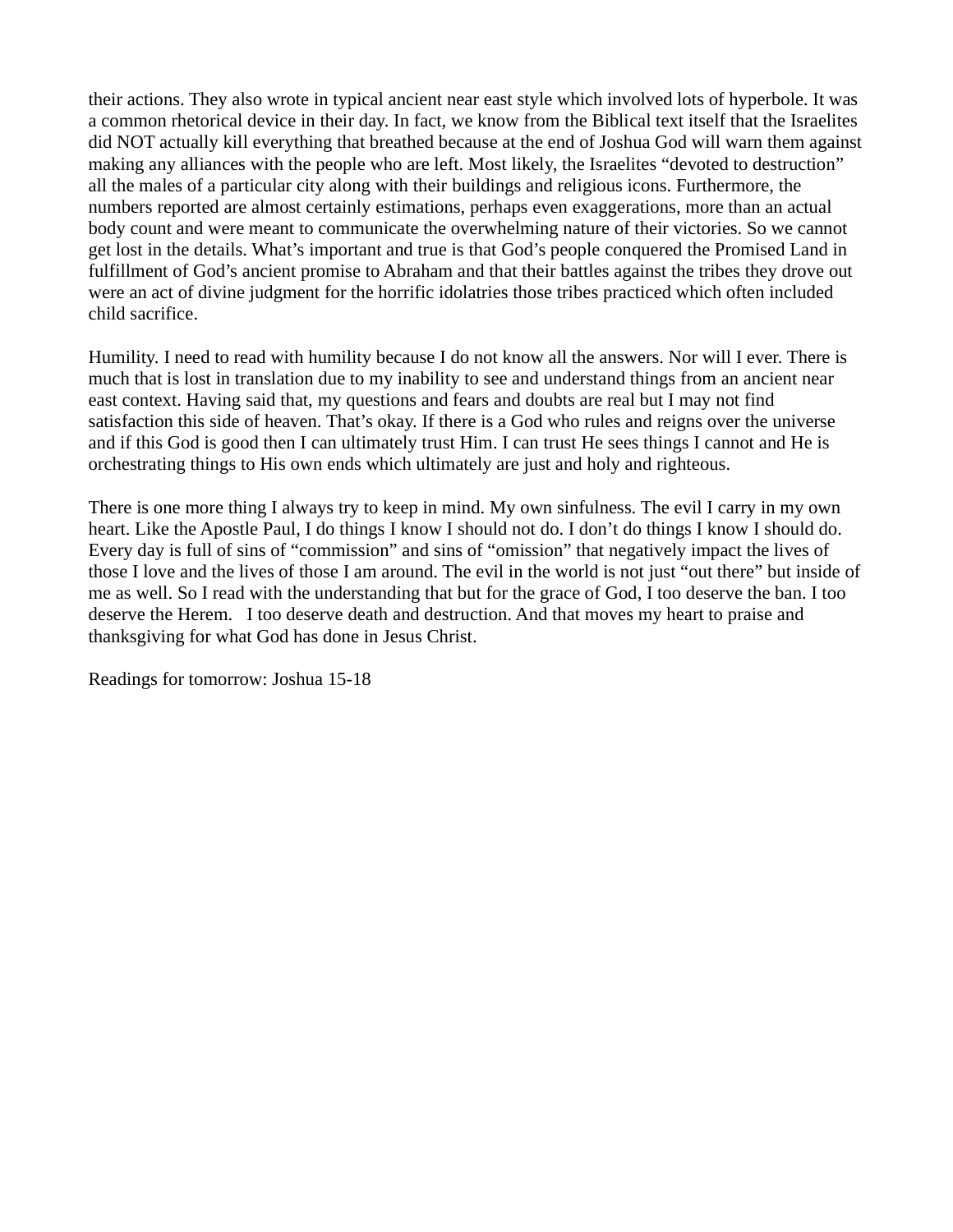their actions. They also wrote in typical ancient near east style which involved lots of hyperbole. It was a common rhetorical device in their day. In fact, we know from the Biblical text itself that the Israelites did NOT actually kill everything that breathed because at the end of Joshua God will warn them against making any alliances with the people who are left. Most likely, the Israelites "devoted to destruction" all the males of a particular city along with their buildings and religious icons. Furthermore, the numbers reported are almost certainly estimations, perhaps even exaggerations, more than an actual body count and were meant to communicate the overwhelming nature of their victories. So we cannot get lost in the details. What's important and true is that God's people conquered the Promised Land in fulfillment of God's ancient promise to Abraham and that their battles against the tribes they drove out were an act of divine judgment for the horrific idolatries those tribes practiced which often included child sacrifice.

Humility. I need to read with humility because I do not know all the answers. Nor will I ever. There is much that is lost in translation due to my inability to see and understand things from an ancient near east context. Having said that, my questions and fears and doubts are real but I may not find satisfaction this side of heaven. That's okay. If there is a God who rules and reigns over the universe and if this God is good then I can ultimately trust Him. I can trust He sees things I cannot and He is orchestrating things to His own ends which ultimately are just and holy and righteous.

There is one more thing I always try to keep in mind. My own sinfulness. The evil I carry in my own heart. Like the Apostle Paul, I do things I know I should not do. I don't do things I know I should do. Every day is full of sins of "commission" and sins of "omission" that negatively impact the lives of those I love and the lives of those I am around. The evil in the world is not just "out there" but inside of me as well. So I read with the understanding that but for the grace of God, I too deserve the ban. I too deserve the Herem. I too deserve death and destruction. And that moves my heart to praise and thanksgiving for what God has done in Jesus Christ.

Readings for tomorrow: Joshua 15-18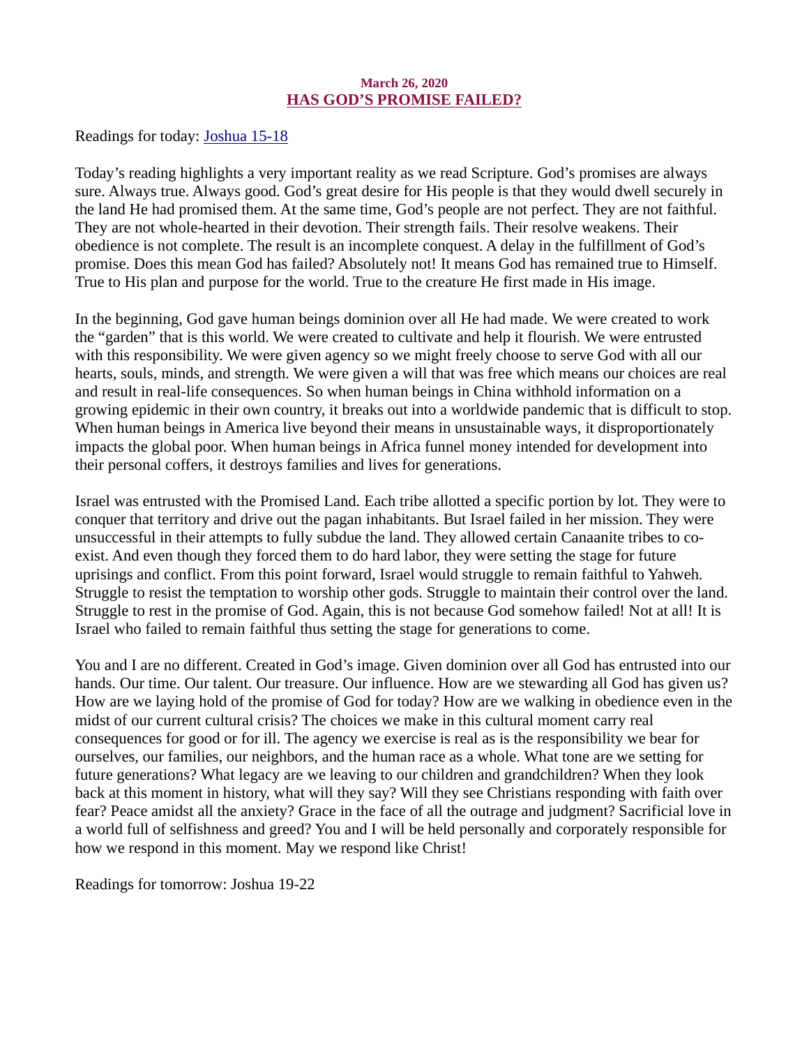**March 26, 2020**

## HAS GOD'S PROMISE FAILED?

Readings for today: [Joshua 15-18]

Today's reading highlights a very important reality as we read Scripture. God's promises are always sure. Always true. Always good. God's great desire for His people is that they would dwell securely in the land He had promised them. At the same time, God's people are not perfect. They are not faithful. They are not whole-hearted in their devotion. Their strength fails. Their resolve weakens. Their obedience is not complete. The result is an incomplete conquest. A delay in the fulfillment of God's promise. Does this mean God has failed? Absolutely not! It means God has remained true to Himself. True to His plan and purpose for the world. True to the creature He first made in His image.

In the beginning, God gave human beings dominion over all He had made. We were created to work the "garden" that is this world. We were created to cultivate and help it flourish. We were entrusted with this responsibility. We were given agency so we might freely choose to serve God with all our hearts, souls, minds, and strength. We were given a will that was free which means our choices are real and result in real-life consequences. So when human beings in China withhold information on a growing epidemic in their own country, it breaks out into a worldwide pandemic that is difficult to stop. When human beings in America live beyond their means in unsustainable ways, it disproportionately impacts the global poor. When human beings in Africa funnel money intended for development into their personal coffers, it destroys families and lives for generations.

Israel was entrusted with the Promised Land. Each tribe allotted a specific portion by lot. They were to conquer that territory and drive out the pagan inhabitants. But Israel failed in her mission. They were unsuccessful in their attempts to fully subdue the land. They allowed certain Canaanite tribes to co-exist. And even though they forced them to do hard labor, they were setting the stage for future uprisings and conflict. From this point forward, Israel would struggle to remain faithful to Yahweh. Struggle to resist the temptation to worship other gods. Struggle to maintain their control over the land. Struggle to rest in the promise of God. Again, this is not because God somehow failed! Not at all! It is Israel who failed to remain faithful thus setting the stage for generations to come.

You and I are no different. Created in God's image. Given dominion over all God has entrusted into our hands. Our time. Our talent. Our treasure. Our influence. How are we stewarding all God has given us? How are we laying hold of the promise of God for today? How are we walking in obedience even in the midst of our current cultural crisis? The choices we make in this cultural moment carry real consequences for good or for ill. The agency we exercise is real as is the responsibility we bear for ourselves, our families, our neighbors, and the human race as a whole. What tone are we setting for future generations? What legacy are we leaving to our children and grandchildren? When they look back at this moment in history, what will they say? Will they see Christians responding with faith over fear? Peace amidst all the anxiety? Grace in the face of all the outrage and judgment? Sacrificial love in a world full of selfishness and greed? You and I will be held personally and corporately responsible for how we respond in this moment. May we respond like Christ!

Readings for tomorrow: Joshua 19-22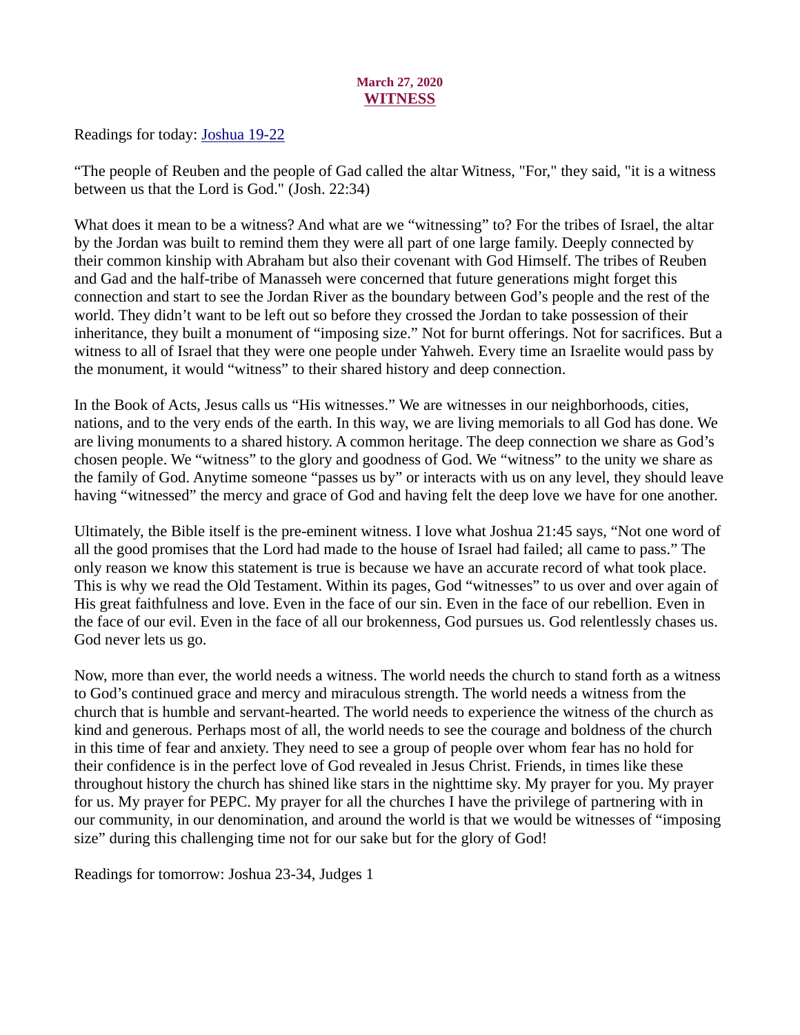**March 27, 2020**

## WITNESS

Readings for today: [Joshua 19-22]

"The people of Reuben and the people of Gad called the altar Witness, "For," they said, "it is a witness between us that the Lord is God." (Josh. 22:34)

What does it mean to be a witness? And what are we "witnessing" to? For the tribes of Israel, the altar by the Jordan was built to remind them they were all part of one large family. Deeply connected by their common kinship with Abraham but also their covenant with God Himself. The tribes of Reuben and Gad and the half-tribe of Manasseh were concerned that future generations might forget this connection and start to see the Jordan River as the boundary between God's people and the rest of the world. They didn't want to be left out so before they crossed the Jordan to take possession of their inheritance, they built a monument of "imposing size." Not for burnt offerings. Not for sacrifices. But a witness to all of Israel that they were one people under Yahweh. Every time an Israelite would pass by the monument, it would "witness" to their shared history and deep connection.

In the Book of Acts, Jesus calls us "His witnesses." We are witnesses in our neighborhoods, cities, nations, and to the very ends of the earth. In this way, we are living memorials to all God has done. We are living monuments to a shared history. A common heritage. The deep connection we share as God's chosen people. We "witness" to the glory and goodness of God. We "witness" to the unity we share as the family of God. Anytime someone "passes us by" or interacts with us on any level, they should leave having "witnessed" the mercy and grace of God and having felt the deep love we have for one another.

Ultimately, the Bible itself is the pre-eminent witness. I love what Joshua 21:45 says, "Not one word of all the good promises that the Lord had made to the house of Israel had failed; all came to pass." The only reason we know this statement is true is because we have an accurate record of what took place. This is why we read the Old Testament. Within its pages, God "witnesses" to us over and over again of His great faithfulness and love. Even in the face of our sin. Even in the face of our rebellion. Even in the face of our evil. Even in the face of all our brokenness, God pursues us. God relentlessly chases us. God never lets us go.

Now, more than ever, the world needs a witness. The world needs the church to stand forth as a witness to God's continued grace and mercy and miraculous strength. The world needs a witness from the church that is humble and servant-hearted. The world needs to experience the witness of the church as kind and generous. Perhaps most of all, the world needs to see the courage and boldness of the church in this time of fear and anxiety. They need to see a group of people over whom fear has no hold for their confidence is in the perfect love of God revealed in Jesus Christ. Friends, in times like these throughout history the church has shined like stars in the nighttime sky. My prayer for you. My prayer for us. My prayer for PEPC. My prayer for all the churches I have the privilege of partnering with in our community, in our denomination, and around the world is that we would be witnesses of "imposing size" during this challenging time not for our sake but for the glory of God!

Readings for tomorrow: Joshua 23-34, Judges 1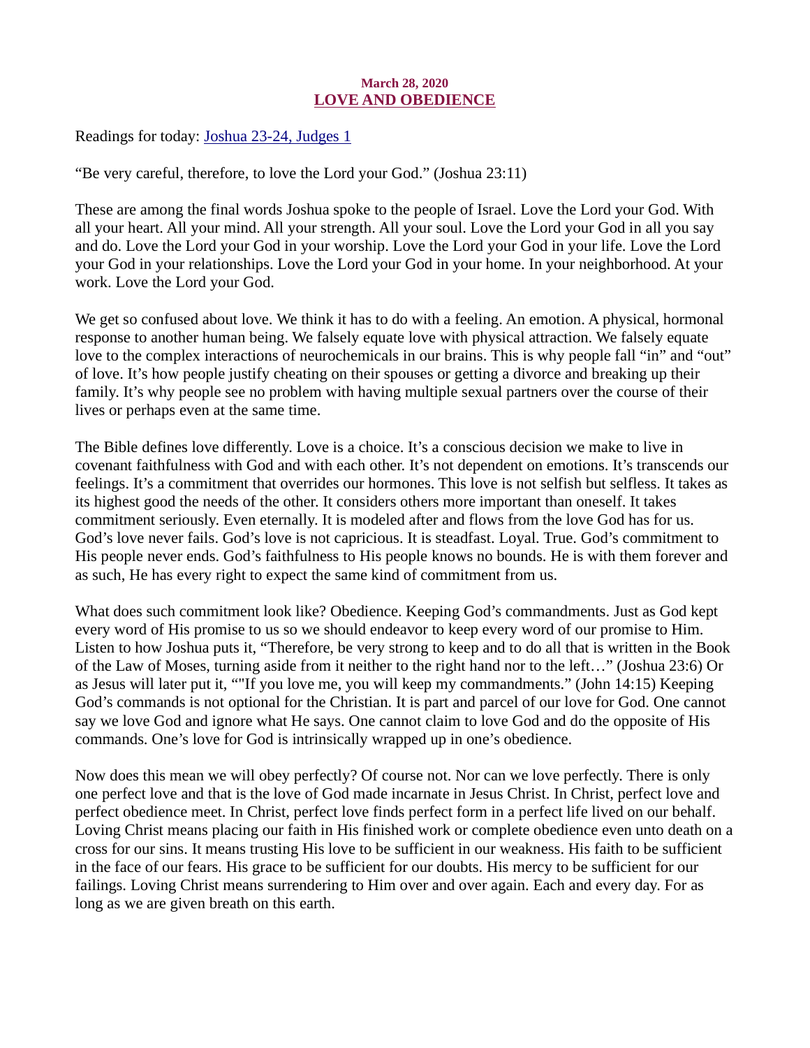March 28, 2020

## LOVE AND OBEDIENCE

Readings for today: [Joshua 23-24, Judges 1]

"Be very careful, therefore, to love the Lord your God." (Joshua 23:11)

These are among the final words Joshua spoke to the people of Israel. Love the Lord your God. With all your heart. All your mind. All your strength. All your soul. Love the Lord your God in all you say and do. Love the Lord your God in your worship. Love the Lord your God in your life. Love the Lord your God in your relationships. Love the Lord your God in your home. In your neighborhood. At your work. Love the Lord your God.

We get so confused about love. We think it has to do with a feeling. An emotion. A physical, hormonal response to another human being. We falsely equate love with physical attraction. We falsely equate love to the complex interactions of neurochemicals in our brains. This is why people fall "in" and "out" of love. It's how people justify cheating on their spouses or getting a divorce and breaking up their family. It's why people see no problem with having multiple sexual partners over the course of their lives or perhaps even at the same time.

The Bible defines love differently. Love is a choice. It's a conscious decision we make to live in covenant faithfulness with God and with each other. It's not dependent on emotions. It's transcends our feelings. It's a commitment that overrides our hormones. This love is not selfish but selfless. It takes as its highest good the needs of the other. It considers others more important than oneself. It takes commitment seriously. Even eternally. It is modeled after and flows from the love God has for us. God's love never fails. God's love is not capricious. It is steadfast. Loyal. True. God's commitment to His people never ends. God's faithfulness to His people knows no bounds. He is with them forever and as such, He has every right to expect the same kind of commitment from us.

What does such commitment look like? Obedience. Keeping God's commandments. Just as God kept every word of His promise to us so we should endeavor to keep every word of our promise to Him. Listen to how Joshua puts it, "Therefore, be very strong to keep and to do all that is written in the Book of the Law of Moses, turning aside from it neither to the right hand nor to the left…" (Joshua 23:6) Or as Jesus will later put it, ""If you love me, you will keep my commandments." (John 14:15) Keeping God's commands is not optional for the Christian. It is part and parcel of our love for God. One cannot say we love God and ignore what He says. One cannot claim to love God and do the opposite of His commands. One's love for God is intrinsically wrapped up in one's obedience.

Now does this mean we will obey perfectly? Of course not. Nor can we love perfectly. There is only one perfect love and that is the love of God made incarnate in Jesus Christ. In Christ, perfect love and perfect obedience meet. In Christ, perfect love finds perfect form in a perfect life lived on our behalf. Loving Christ means placing our faith in His finished work or complete obedience even unto death on a cross for our sins. It means trusting His love to be sufficient in our weakness. His faith to be sufficient in the face of our fears. His grace to be sufficient for our doubts. His mercy to be sufficient for our failings. Loving Christ means surrendering to Him over and over again. Each and every day. For as long as we are given breath on this earth.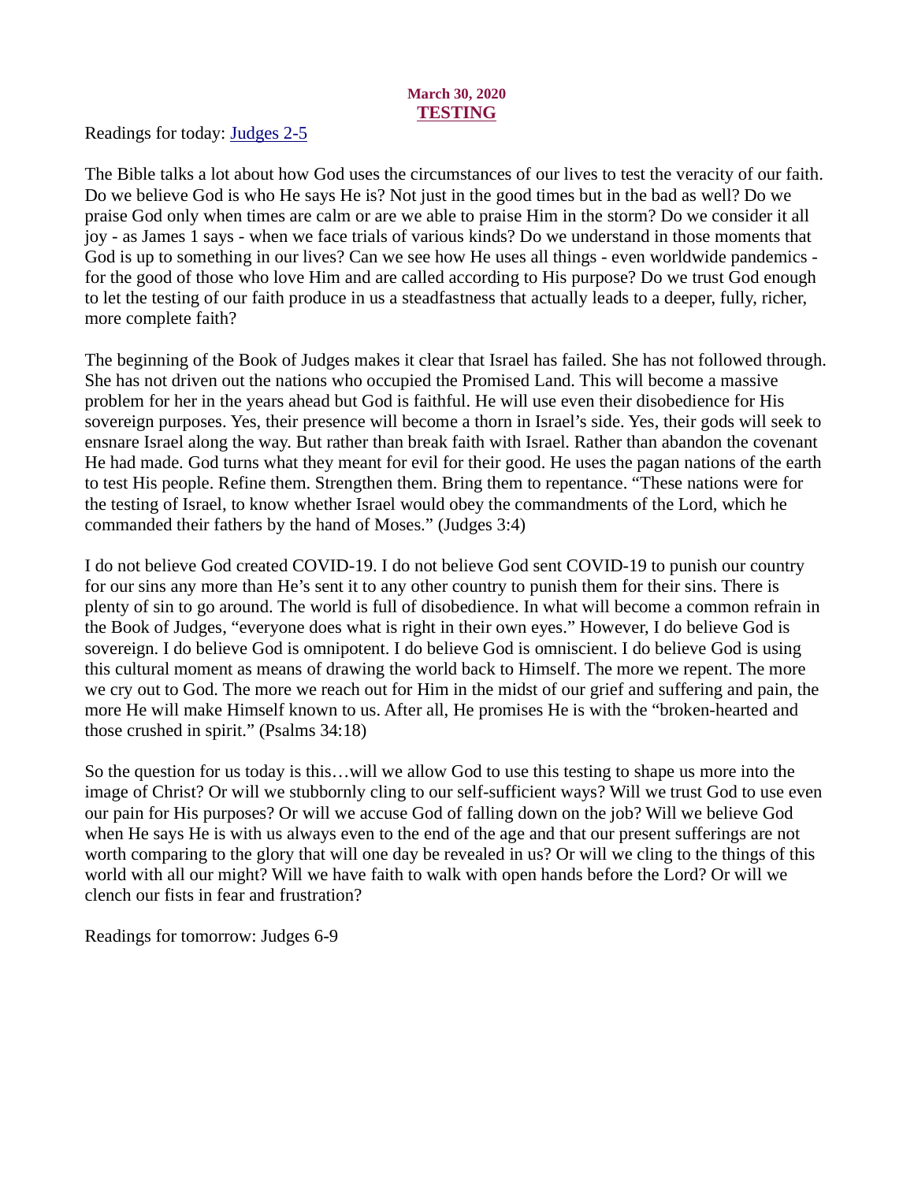**March 30, 2020**

# TESTING

Readings for today: [Judges 2-5]

The Bible talks a lot about how God uses the circumstances of our lives to test the veracity of our faith. Do we believe God is who He says He is? Not just in the good times but in the bad as well? Do we praise God only when times are calm or are we able to praise Him in the storm? Do we consider it all joy - as James 1 says - when we face trials of various kinds? Do we understand in those moments that God is up to something in our lives? Can we see how He uses all things - even worldwide pandemics - for the good of those who love Him and are called according to His purpose? Do we trust God enough to let the testing of our faith produce in us a steadfastness that actually leads to a deeper, fully, richer, more complete faith?

The beginning of the Book of Judges makes it clear that Israel has failed. She has not followed through. She has not driven out the nations who occupied the Promised Land. This will become a massive problem for her in the years ahead but God is faithful. He will use even their disobedience for His sovereign purposes. Yes, their presence will become a thorn in Israel's side. Yes, their gods will seek to ensnare Israel along the way. But rather than break faith with Israel. Rather than abandon the covenant He had made. God turns what they meant for evil for their good. He uses the pagan nations of the earth to test His people. Refine them. Strengthen them. Bring them to repentance. "These nations were for the testing of Israel, to know whether Israel would obey the commandments of the Lord, which he commanded their fathers by the hand of Moses." (Judges 3:4)

I do not believe God created COVID-19. I do not believe God sent COVID-19 to punish our country for our sins any more than He's sent it to any other country to punish them for their sins. There is plenty of sin to go around. The world is full of disobedience. In what will become a common refrain in the Book of Judges, "everyone does what is right in their own eyes." However, I do believe God is sovereign. I do believe God is omnipotent. I do believe God is omniscient. I do believe God is using this cultural moment as means of drawing the world back to Himself. The more we repent. The more we cry out to God. The more we reach out for Him in the midst of our grief and suffering and pain, the more He will make Himself known to us. After all, He promises He is with the "broken-hearted and those crushed in spirit." (Psalms 34:18)

So the question for us today is this…will we allow God to use this testing to shape us more into the image of Christ? Or will we stubbornly cling to our self-sufficient ways? Will we trust God to use even our pain for His purposes? Or will we accuse God of falling down on the job? Will we believe God when He says He is with us always even to the end of the age and that our present sufferings are not worth comparing to the glory that will one day be revealed in us? Or will we cling to the things of this world with all our might? Will we have faith to walk with open hands before the Lord? Or will we clench our fists in fear and frustration?

Readings for tomorrow: Judges 6-9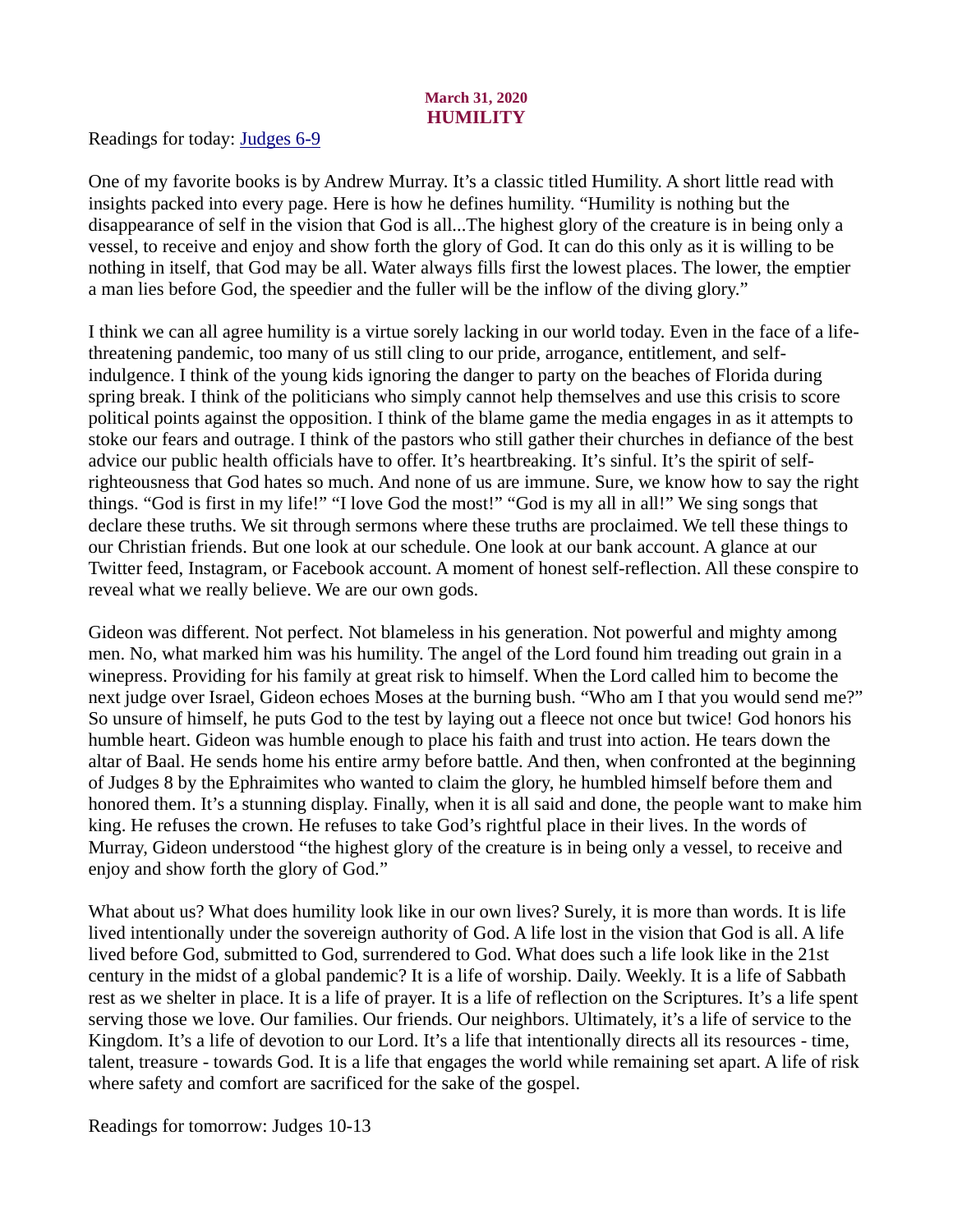**March 31, 2020**
# HUMILITY

Readings for today: [Judges 6-9]

One of my favorite books is by Andrew Murray. It's a classic titled Humility. A short little read with insights packed into every page. Here is how he defines humility. "Humility is nothing but the disappearance of self in the vision that God is all...The highest glory of the creature is in being only a vessel, to receive and enjoy and show forth the glory of God. It can do this only as it is willing to be nothing in itself, that God may be all. Water always fills first the lowest places. The lower, the emptier a man lies before God, the speedier and the fuller will be the inflow of the diving glory."

I think we can all agree humility is a virtue sorely lacking in our world today. Even in the face of a life-threatening pandemic, too many of us still cling to our pride, arrogance, entitlement, and self-indulgence. I think of the young kids ignoring the danger to party on the beaches of Florida during spring break. I think of the politicians who simply cannot help themselves and use this crisis to score political points against the opposition. I think of the blame game the media engages in as it attempts to stoke our fears and outrage. I think of the pastors who still gather their churches in defiance of the best advice our public health officials have to offer. It's heartbreaking. It's sinful. It's the spirit of self-righteousness that God hates so much. And none of us are immune. Sure, we know how to say the right things. "God is first in my life!" "I love God the most!" "God is my all in all!" We sing songs that declare these truths. We sit through sermons where these truths are proclaimed. We tell these things to our Christian friends. But one look at our schedule. One look at our bank account. A glance at our Twitter feed, Instagram, or Facebook account. A moment of honest self-reflection. All these conspire to reveal what we really believe. We are our own gods.

Gideon was different. Not perfect. Not blameless in his generation. Not powerful and mighty among men. No, what marked him was his humility. The angel of the Lord found him treading out grain in a winepress. Providing for his family at great risk to himself. When the Lord called him to become the next judge over Israel, Gideon echoes Moses at the burning bush. "Who am I that you would send me?" So unsure of himself, he puts God to the test by laying out a fleece not once but twice! God honors his humble heart. Gideon was humble enough to place his faith and trust into action. He tears down the altar of Baal. He sends home his entire army before battle. And then, when confronted at the beginning of Judges 8 by the Ephraimites who wanted to claim the glory, he humbled himself before them and honored them. It's a stunning display. Finally, when it is all said and done, the people want to make him king. He refuses the crown. He refuses to take God's rightful place in their lives. In the words of Murray, Gideon understood "the highest glory of the creature is in being only a vessel, to receive and enjoy and show forth the glory of God."

What about us? What does humility look like in our own lives? Surely, it is more than words. It is life lived intentionally under the sovereign authority of God. A life lost in the vision that God is all. A life lived before God, submitted to God, surrendered to God. What does such a life look like in the 21st century in the midst of a global pandemic? It is a life of worship. Daily. Weekly. It is a life of Sabbath rest as we shelter in place. It is a life of prayer. It is a life of reflection on the Scriptures. It's a life spent serving those we love. Our families. Our friends. Our neighbors. Ultimately, it's a life of service to the Kingdom. It's a life of devotion to our Lord. It's a life that intentionally directs all its resources - time, talent, treasure - towards God. It is a life that engages the world while remaining set apart. A life of risk where safety and comfort are sacrificed for the sake of the gospel.

Readings for tomorrow: Judges 10-13